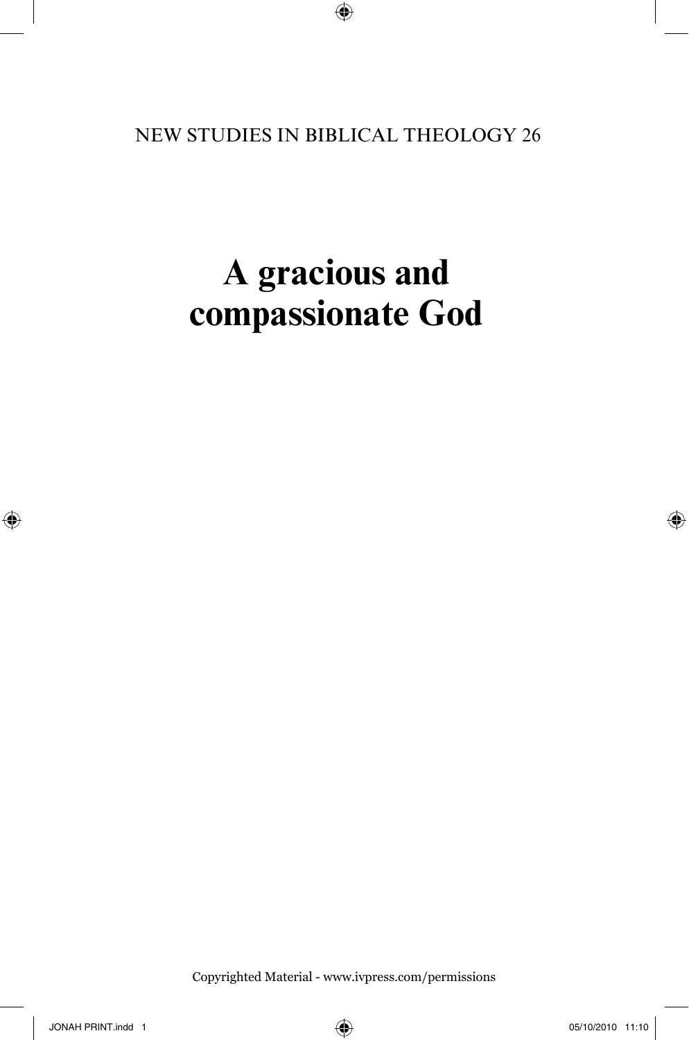NEW STUDIES IN BIBLICAL THEOLOGY 26

# A gracious and compassionate God

Copyrighted Material - www.ivpress.com/permissions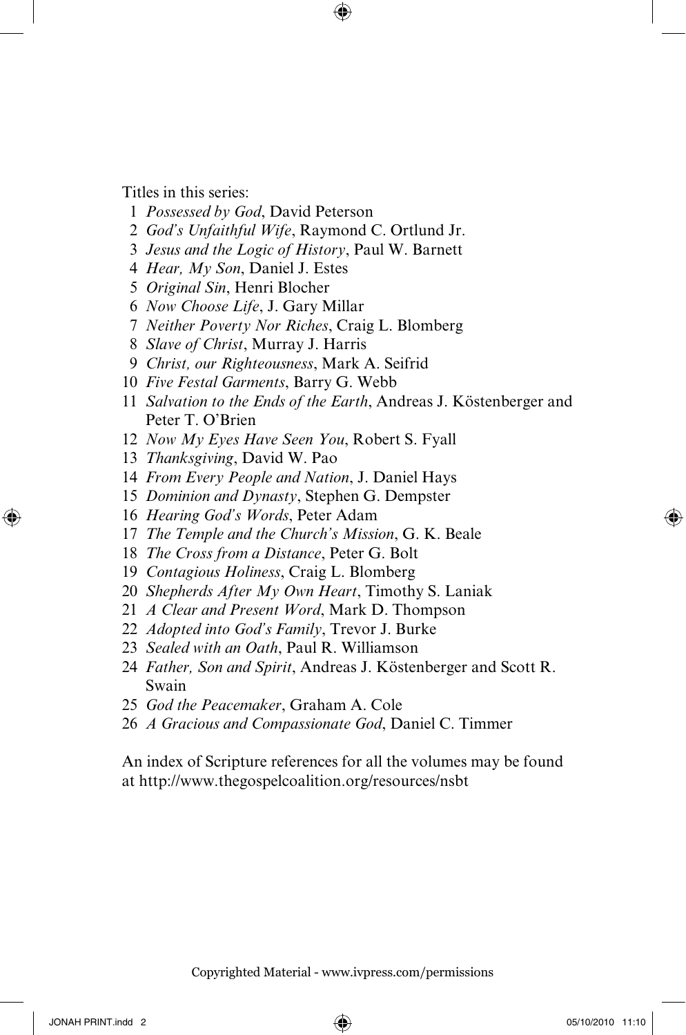Titles in this series:

1. *Possessed by God*, David Peterson
2. *God's Unfaithful Wife*, Raymond C. Ortlund Jr.
3. *Jesus and the Logic of History*, Paul W. Barnett
4. *Hear, My Son*, Daniel J. Estes
5. *Original Sin*, Henri Blocher
6. *Now Choose Life*, J. Gary Millar
7. *Neither Poverty Nor Riches*, Craig L. Blomberg
8. *Slave of Christ*, Murray J. Harris
9. *Christ, our Righteousness*, Mark A. Seifrid
10. *Five Festal Garments*, Barry G. Webb
11. *Salvation to the Ends of the Earth*, Andreas J. Köstenberger and Peter T. O'Brien
12. *Now My Eyes Have Seen You*, Robert S. Fyall
13. *Thanksgiving*, David W. Pao
14. *From Every People and Nation*, J. Daniel Hays
15. *Dominion and Dynasty*, Stephen G. Dempster
16. *Hearing God's Words*, Peter Adam
17. *The Temple and the Church's Mission*, G. K. Beale
18. *The Cross from a Distance*, Peter G. Bolt
19. *Contagious Holiness*, Craig L. Blomberg
20. *Shepherds After My Own Heart*, Timothy S. Laniak
21. *A Clear and Present Word*, Mark D. Thompson
22. *Adopted into God's Family*, Trevor J. Burke
23. *Sealed with an Oath*, Paul R. Williamson
24. *Father, Son and Spirit*, Andreas J. Köstenberger and Scott R. Swain
25. *God the Peacemaker*, Graham A. Cole
26. *A Gracious and Compassionate God*, Daniel C. Timmer

An index of Scripture references for all the volumes may be found at http://www.thegospelcoalition.org/resources/nsbt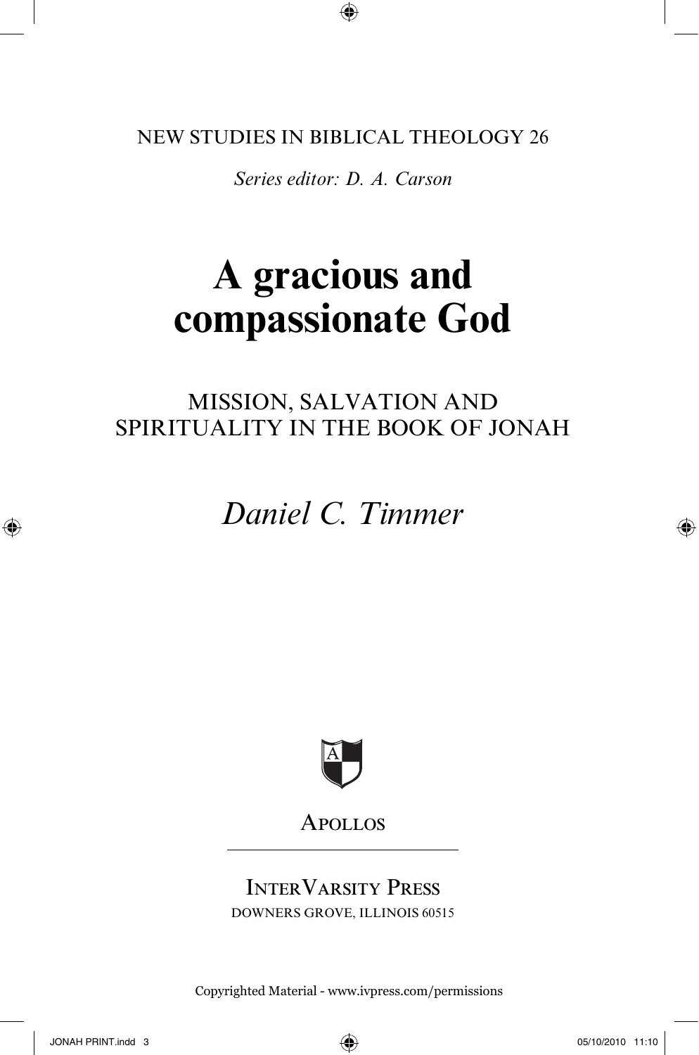NEW STUDIES IN BIBLICAL THEOLOGY 26

*Series editor: D. A. Carson*

# A gracious and compassionate God

## MISSION, SALVATION AND SPIRITUALITY IN THE BOOK OF JONAH

*Daniel C. Timmer*

APOLLOS

INTERVARSITY PRESS
DOWNERS GROVE, ILLINOIS 60515

Copyrighted Material - www.ivpress.com/permissions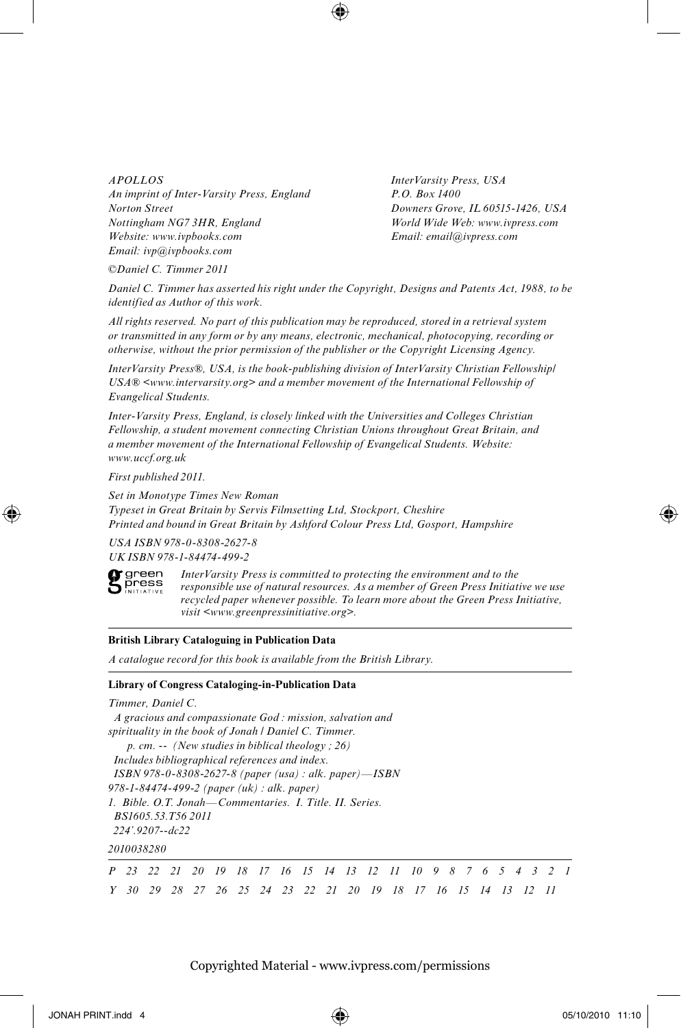*APOLLOS*
*An imprint of Inter-Varsity Press, England*
*Norton Street*
*Nottingham NG7 3HR, England*
*Website: www.ivpbooks.com*
*Email: ivp@ivpbooks.com*

*InterVarsity Press, USA*
*P.O. Box 1400*
*Downers Grove, IL 60515-1426, USA*
*World Wide Web: www.ivpress.com*
*Email: email@ivpress.com*

*©Daniel C. Timmer 2011*

*Daniel C. Timmer has asserted his right under the Copyright, Designs and Patents Act, 1988, to be identified as Author of this work.*

*All rights reserved. No part of this publication may be reproduced, stored in a retrieval system or transmitted in any form or by any means, electronic, mechanical, photocopying, recording or otherwise, without the prior permission of the publisher or the Copyright Licensing Agency.*

*InterVarsity Press®, USA, is the book-publishing division of InterVarsity Christian Fellowship/USA® <www.intervarsity.org> and a member movement of the International Fellowship of Evangelical Students.*

*Inter-Varsity Press, England, is closely linked with the Universities and Colleges Christian Fellowship, a student movement connecting Christian Unions throughout Great Britain, and a member movement of the International Fellowship of Evangelical Students. Website: www.uccf.org.uk*

*First published 2011.*

*Set in Monotype Times New Roman*
*Typeset in Great Britain by Servis Filmsetting Ltd, Stockport, Cheshire*
*Printed and bound in Great Britain by Ashford Colour Press Ltd, Gosport, Hampshire*

*USA ISBN 978-0-8308-2627-8*
*UK ISBN 978-1-84474-499-2*

green press INITIATIVE

*InterVarsity Press is committed to protecting the environment and to the responsible use of natural resources. As a member of Green Press Initiative we use recycled paper whenever possible. To learn more about the Green Press Initiative, visit <www.greenpressinitiative.org>.*

---

**British Library Cataloguing in Publication Data**

*A catalogue record for this book is available from the British Library.*

---

**Library of Congress Cataloging-in-Publication Data**

*Timmer, Daniel C.*
*A gracious and compassionate God : mission, salvation and spirituality in the book of Jonah / Daniel C. Timmer.*
*p. cm. -- (New studies in biblical theology ; 26)*
*Includes bibliographical references and index.*
*ISBN 978-0-8308-2627-8 (paper (usa) : alk. paper)—ISBN 978-1-84474-499-2 (paper (uk) : alk. paper)*
*1. Bible. O.T. Jonah—Commentaries. I. Title. II. Series.*
*BS1605.53.T56 2011*
*224'.9207--dc22*

*2010038280*

---

*P 23 22 21 20 19 18 17 16 15 14 13 12 11 10 9 8 7 6 5 4 3 2 1*
*Y 30 29 28 27 26 25 24 23 22 21 20 19 18 17 16 15 14 13 12 11*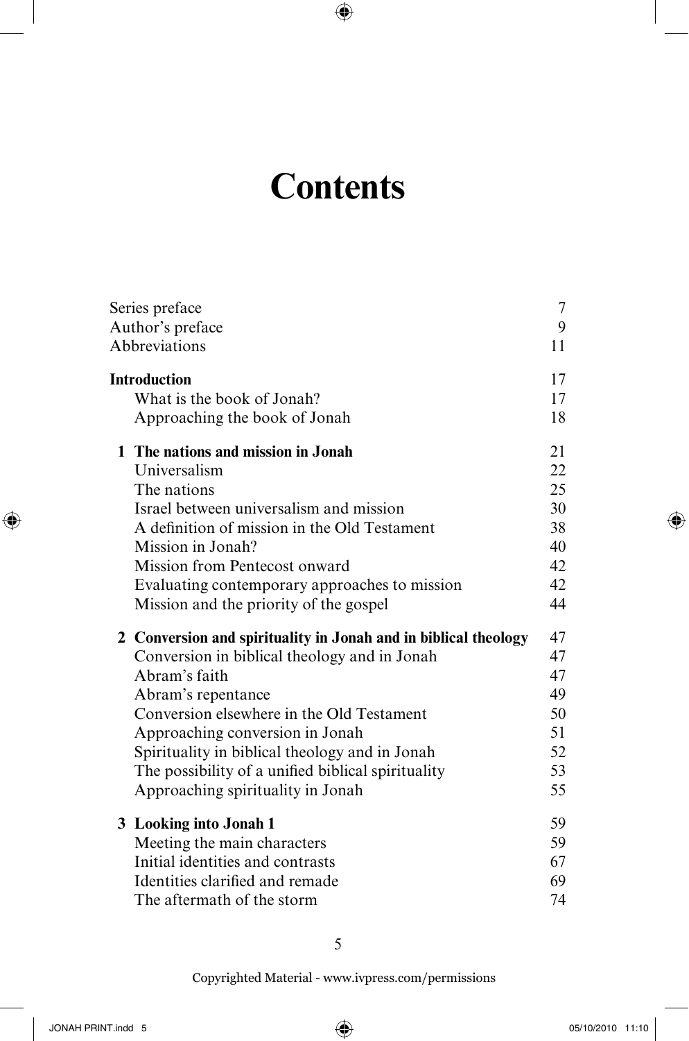# Contents

| | |
|---|---|
| Series preface | 7 |
| Author's preface | 9 |
| Abbreviations | 11 |
| **Introduction** | 17 |
| What is the book of Jonah? | 17 |
| Approaching the book of Jonah | 18 |
| **1 The nations and mission in Jonah** | 21 |
| Universalism | 22 |
| The nations | 25 |
| Israel between universalism and mission | 30 |
| A definition of mission in the Old Testament | 38 |
| Mission in Jonah? | 40 |
| Mission from Pentecost onward | 42 |
| Evaluating contemporary approaches to mission | 42 |
| Mission and the priority of the gospel | 44 |
| **2 Conversion and spirituality in Jonah and in biblical theology** | 47 |
| Conversion in biblical theology and in Jonah | 47 |
| Abram's faith | 47 |
| Abram's repentance | 49 |
| Conversion elsewhere in the Old Testament | 50 |
| Approaching conversion in Jonah | 51 |
| Spirituality in biblical theology and in Jonah | 52 |
| The possibility of a unified biblical spirituality | 53 |
| Approaching spirituality in Jonah | 55 |
| **3 Looking into Jonah 1** | 59 |
| Meeting the main characters | 59 |
| Initial identities and contrasts | 67 |
| Identities clarified and remade | 69 |
| The aftermath of the storm | 74 |

Copyrighted Material - www.ivpress.com/permissions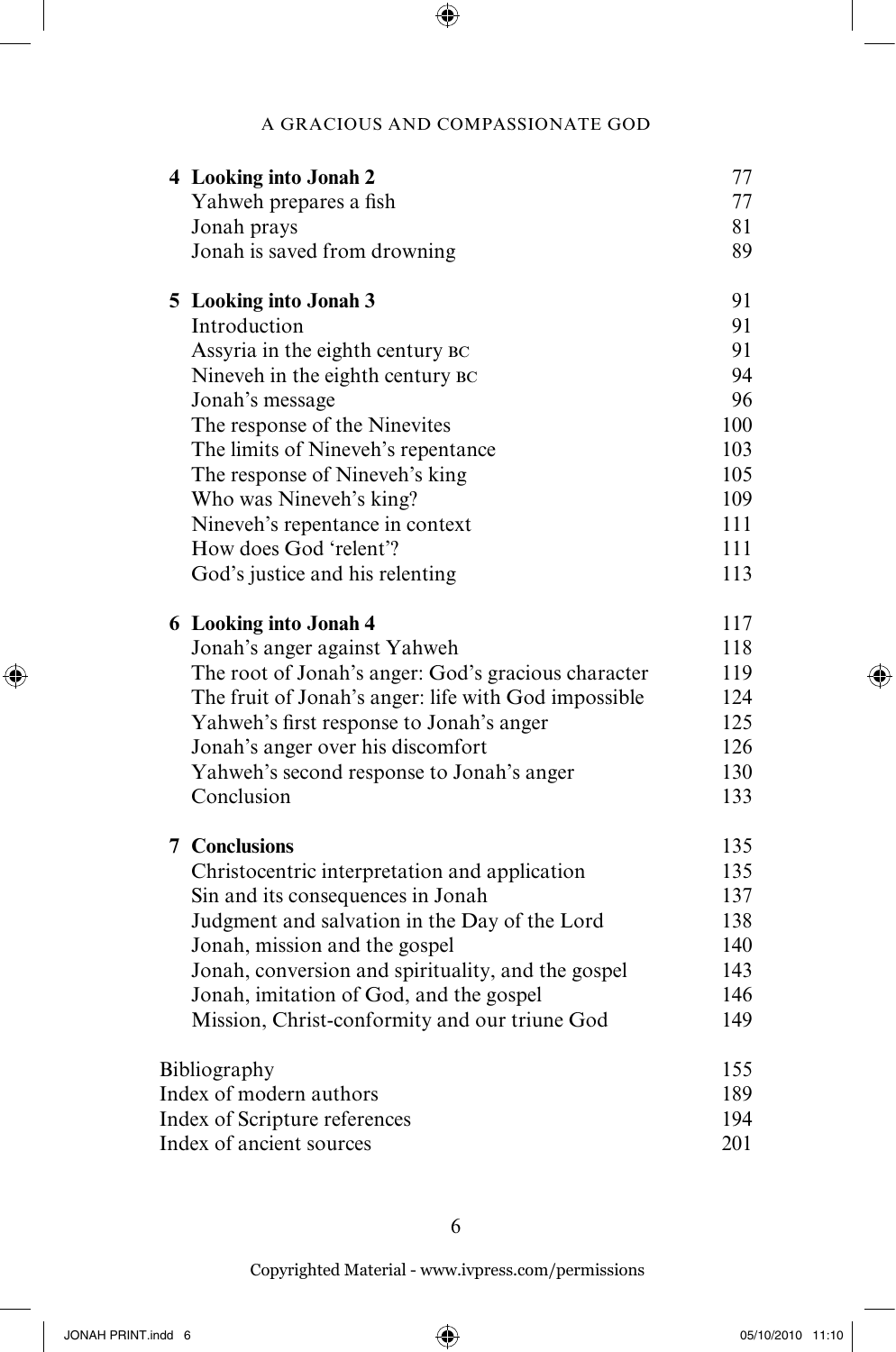| | |
|---|---|
| **4 Looking into Jonah 2** | 77 |
| Yahweh prepares a fish | 77 |
| Jonah prays | 81 |
| Jonah is saved from drowning | 89 |
| **5 Looking into Jonah 3** | 91 |
| Introduction | 91 |
| Assyria in the eighth century BC | 91 |
| Nineveh in the eighth century BC | 94 |
| Jonah's message | 96 |
| The response of the Ninevites | 100 |
| The limits of Nineveh's repentance | 103 |
| The response of Nineveh's king | 105 |
| Who was Nineveh's king? | 109 |
| Nineveh's repentance in context | 111 |
| How does God 'relent'? | 111 |
| God's justice and his relenting | 113 |
| **6 Looking into Jonah 4** | 117 |
| Jonah's anger against Yahweh | 118 |
| The root of Jonah's anger: God's gracious character | 119 |
| The fruit of Jonah's anger: life with God impossible | 124 |
| Yahweh's first response to Jonah's anger | 125 |
| Jonah's anger over his discomfort | 126 |
| Yahweh's second response to Jonah's anger | 130 |
| Conclusion | 133 |
| **7 Conclusions** | 135 |
| Christocentric interpretation and application | 135 |
| Sin and its consequences in Jonah | 137 |
| Judgment and salvation in the Day of the Lord | 138 |
| Jonah, mission and the gospel | 140 |
| Jonah, conversion and spirituality, and the gospel | 143 |
| Jonah, imitation of God, and the gospel | 146 |
| Mission, Christ-conformity and our triune God | 149 |
| Bibliography | 155 |
| Index of modern authors | 189 |
| Index of Scripture references | 194 |
| Index of ancient sources | 201 |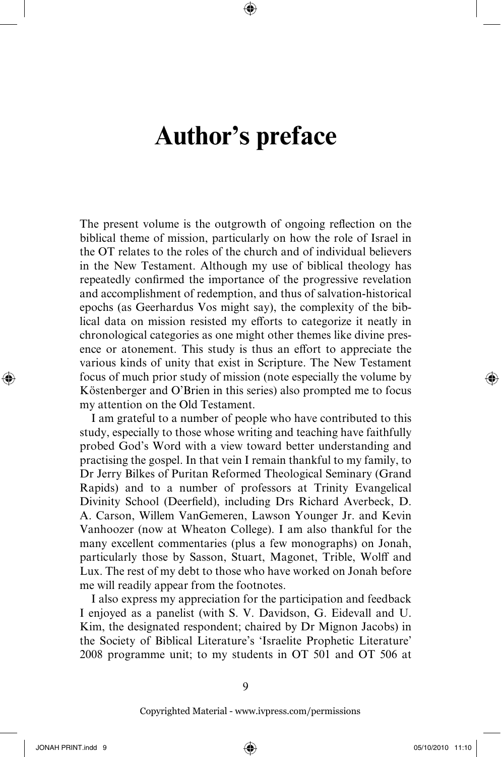# Author's preface

The present volume is the outgrowth of ongoing reflection on the biblical theme of mission, particularly on how the role of Israel in the OT relates to the roles of the church and of individual believers in the New Testament. Although my use of biblical theology has repeatedly confirmed the importance of the progressive revelation and accomplishment of redemption, and thus of salvation-historical epochs (as Geerhardus Vos might say), the complexity of the biblical data on mission resisted my efforts to categorize it neatly in chronological categories as one might other themes like divine presence or atonement. This study is thus an effort to appreciate the various kinds of unity that exist in Scripture. The New Testament focus of much prior study of mission (note especially the volume by Köstenberger and O'Brien in this series) also prompted me to focus my attention on the Old Testament.

I am grateful to a number of people who have contributed to this study, especially to those whose writing and teaching have faithfully probed God's Word with a view toward better understanding and practising the gospel. In that vein I remain thankful to my family, to Dr Jerry Bilkes of Puritan Reformed Theological Seminary (Grand Rapids) and to a number of professors at Trinity Evangelical Divinity School (Deerfield), including Drs Richard Averbeck, D. A. Carson, Willem VanGemeren, Lawson Younger Jr. and Kevin Vanhoozer (now at Wheaton College). I am also thankful for the many excellent commentaries (plus a few monographs) on Jonah, particularly those by Sasson, Stuart, Magonet, Trible, Wolff and Lux. The rest of my debt to those who have worked on Jonah before me will readily appear from the footnotes.

I also express my appreciation for the participation and feedback I enjoyed as a panelist (with S. V. Davidson, G. Eidevall and U. Kim, the designated respondent; chaired by Dr Mignon Jacobs) in the Society of Biblical Literature's 'Israelite Prophetic Literature' 2008 programme unit; to my students in OT 501 and OT 506 at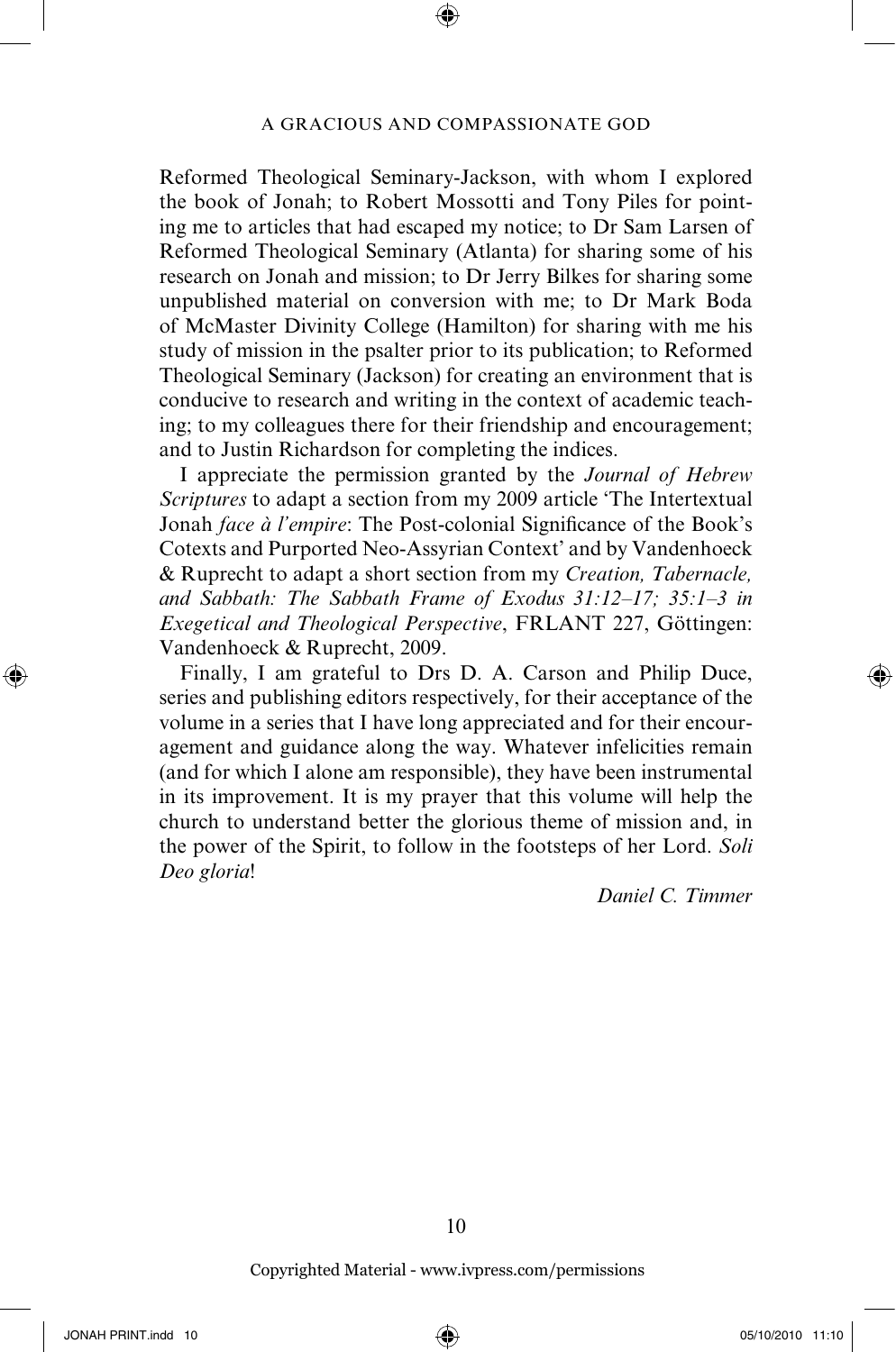Reformed Theological Seminary-Jackson, with whom I explored the book of Jonah; to Robert Mossotti and Tony Piles for pointing me to articles that had escaped my notice; to Dr Sam Larsen of Reformed Theological Seminary (Atlanta) for sharing some of his research on Jonah and mission; to Dr Jerry Bilkes for sharing some unpublished material on conversion with me; to Dr Mark Boda of McMaster Divinity College (Hamilton) for sharing with me his study of mission in the psalter prior to its publication; to Reformed Theological Seminary (Jackson) for creating an environment that is conducive to research and writing in the context of academic teaching; to my colleagues there for their friendship and encouragement; and to Justin Richardson for completing the indices.

I appreciate the permission granted by the *Journal of Hebrew Scriptures* to adapt a section from my 2009 article 'The Intertextual Jonah *face à l'empire*: The Post-colonial Significance of the Book's Cotexts and Purported Neo-Assyrian Context' and by Vandenhoeck & Ruprecht to adapt a short section from my *Creation, Tabernacle, and Sabbath: The Sabbath Frame of Exodus 31:12–17; 35:1–3 in Exegetical and Theological Perspective*, FRLANT 227, Göttingen: Vandenhoeck & Ruprecht, 2009.

Finally, I am grateful to Drs D. A. Carson and Philip Duce, series and publishing editors respectively, for their acceptance of the volume in a series that I have long appreciated and for their encouragement and guidance along the way. Whatever infelicities remain (and for which I alone am responsible), they have been instrumental in its improvement. It is my prayer that this volume will help the church to understand better the glorious theme of mission and, in the power of the Spirit, to follow in the footsteps of her Lord. *Soli Deo gloria*!

*Daniel C. Timmer*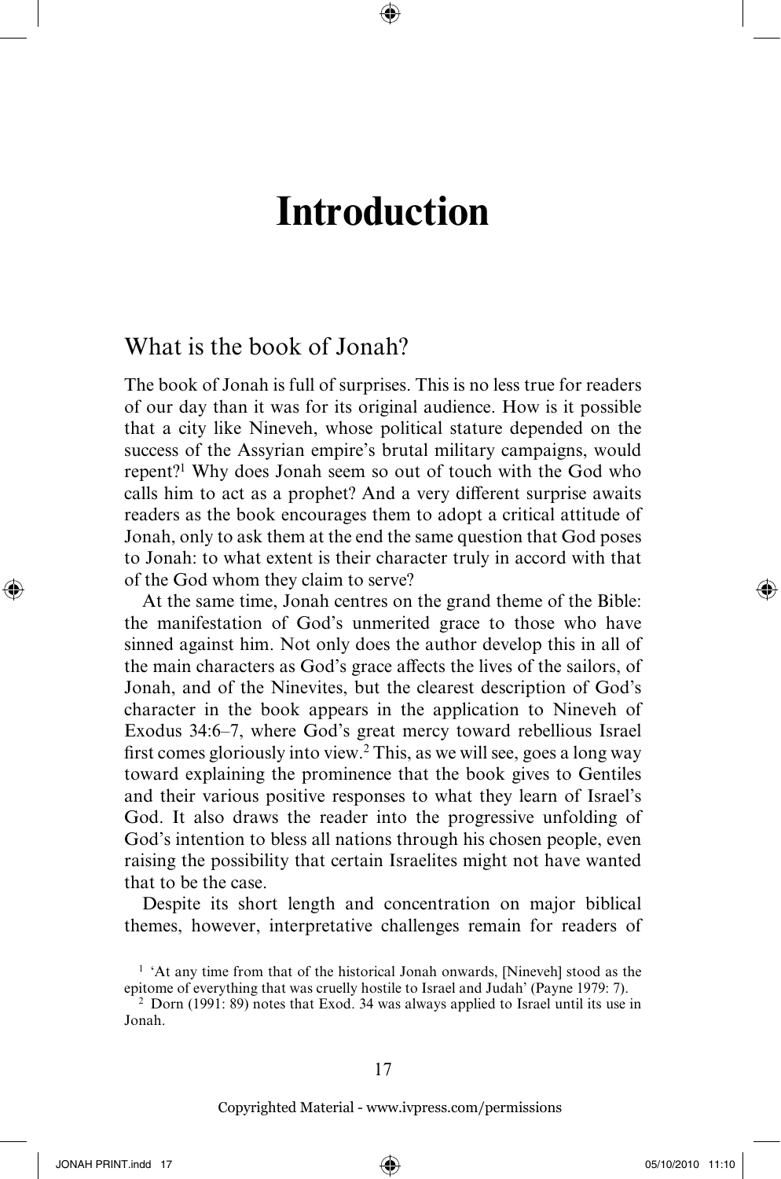# Introduction

## What is the book of Jonah?

The book of Jonah is full of surprises. This is no less true for readers of our day than it was for its original audience. How is it possible that a city like Nineveh, whose political stature depended on the success of the Assyrian empire's brutal military campaigns, would repent?[1] Why does Jonah seem so out of touch with the God who calls him to act as a prophet? And a very different surprise awaits readers as the book encourages them to adopt a critical attitude of Jonah, only to ask them at the end the same question that God poses to Jonah: to what extent is their character truly in accord with that of the God whom they claim to serve?

At the same time, Jonah centres on the grand theme of the Bible: the manifestation of God's unmerited grace to those who have sinned against him. Not only does the author develop this in all of the main characters as God's grace affects the lives of the sailors, of Jonah, and of the Ninevites, but the clearest description of God's character in the book appears in the application to Nineveh of Exodus 34:6–7, where God's great mercy toward rebellious Israel first comes gloriously into view.[2] This, as we will see, goes a long way toward explaining the prominence that the book gives to Gentiles and their various positive responses to what they learn of Israel's God. It also draws the reader into the progressive unfolding of God's intention to bless all nations through his chosen people, even raising the possibility that certain Israelites might not have wanted that to be the case.

Despite its short length and concentration on major biblical themes, however, interpretative challenges remain for readers of

[1] 'At any time from that of the historical Jonah onwards, [Nineveh] stood as the epitome of everything that was cruelly hostile to Israel and Judah' (Payne 1979: 7).

[2] Dorn (1991: 89) notes that Exod. 34 was always applied to Israel until its use in Jonah.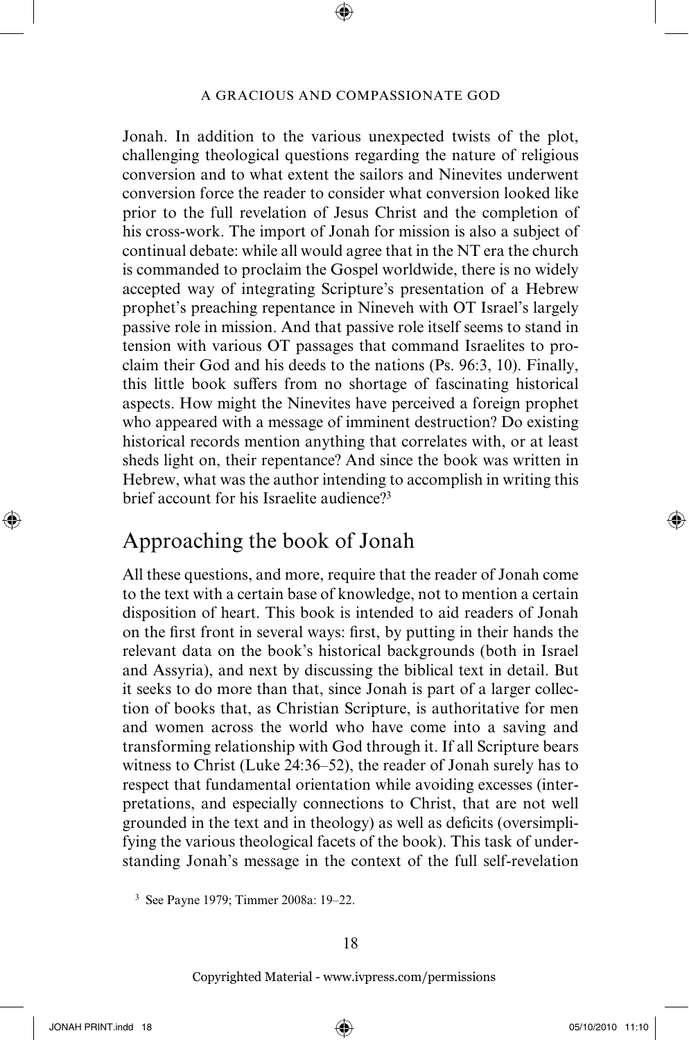Jonah. In addition to the various unexpected twists of the plot, challenging theological questions regarding the nature of religious conversion and to what extent the sailors and Ninevites underwent conversion force the reader to consider what conversion looked like prior to the full revelation of Jesus Christ and the completion of his cross-work. The import of Jonah for mission is also a subject of continual debate: while all would agree that in the NT era the church is commanded to proclaim the Gospel worldwide, there is no widely accepted way of integrating Scripture's presentation of a Hebrew prophet's preaching repentance in Nineveh with OT Israel's largely passive role in mission. And that passive role itself seems to stand in tension with various OT passages that command Israelites to proclaim their God and his deeds to the nations (Ps. 96:3, 10). Finally, this little book suffers from no shortage of fascinating historical aspects. How might the Ninevites have perceived a foreign prophet who appeared with a message of imminent destruction? Do existing historical records mention anything that correlates with, or at least sheds light on, their repentance? And since the book was written in Hebrew, what was the author intending to accomplish in writing this brief account for his Israelite audience?[3]

## Approaching the book of Jonah

All these questions, and more, require that the reader of Jonah come to the text with a certain base of knowledge, not to mention a certain disposition of heart. This book is intended to aid readers of Jonah on the first front in several ways: first, by putting in their hands the relevant data on the book's historical backgrounds (both in Israel and Assyria), and next by discussing the biblical text in detail. But it seeks to do more than that, since Jonah is part of a larger collection of books that, as Christian Scripture, is authoritative for men and women across the world who have come into a saving and transforming relationship with God through it. If all Scripture bears witness to Christ (Luke 24:36–52), the reader of Jonah surely has to respect that fundamental orientation while avoiding excesses (interpretations, and especially connections to Christ, that are not well grounded in the text and in theology) as well as deficits (oversimplifying the various theological facets of the book). This task of understanding Jonah's message in the context of the full self-revelation

[3] See Payne 1979; Timmer 2008a: 19–22.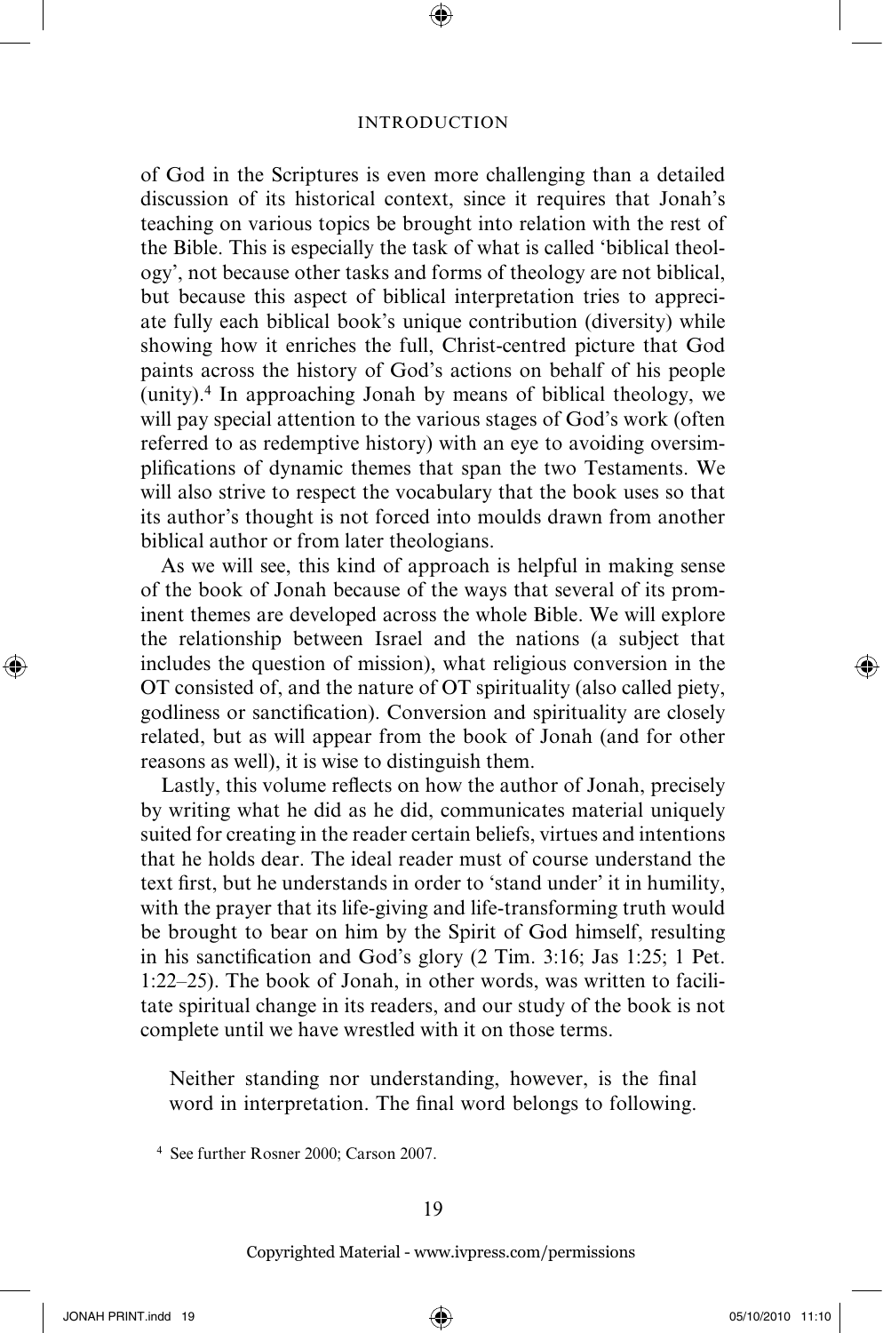of God in the Scriptures is even more challenging than a detailed discussion of its historical context, since it requires that Jonah's teaching on various topics be brought into relation with the rest of the Bible. This is especially the task of what is called 'biblical theology', not because other tasks and forms of theology are not biblical, but because this aspect of biblical interpretation tries to appreciate fully each biblical book's unique contribution (diversity) while showing how it enriches the full, Christ-centred picture that God paints across the history of God's actions on behalf of his people (unity).[4] In approaching Jonah by means of biblical theology, we will pay special attention to the various stages of God's work (often referred to as redemptive history) with an eye to avoiding oversimplifications of dynamic themes that span the two Testaments. We will also strive to respect the vocabulary that the book uses so that its author's thought is not forced into moulds drawn from another biblical author or from later theologians.

As we will see, this kind of approach is helpful in making sense of the book of Jonah because of the ways that several of its prominent themes are developed across the whole Bible. We will explore the relationship between Israel and the nations (a subject that includes the question of mission), what religious conversion in the OT consisted of, and the nature of OT spirituality (also called piety, godliness or sanctification). Conversion and spirituality are closely related, but as will appear from the book of Jonah (and for other reasons as well), it is wise to distinguish them.

Lastly, this volume reflects on how the author of Jonah, precisely by writing what he did as he did, communicates material uniquely suited for creating in the reader certain beliefs, virtues and intentions that he holds dear. The ideal reader must of course understand the text first, but he understands in order to 'stand under' it in humility, with the prayer that its life-giving and life-transforming truth would be brought to bear on him by the Spirit of God himself, resulting in his sanctification and God's glory (2 Tim. 3:16; Jas 1:25; 1 Pet. 1:22–25). The book of Jonah, in other words, was written to facilitate spiritual change in its readers, and our study of the book is not complete until we have wrestled with it on those terms.

> Neither standing nor understanding, however, is the final word in interpretation. The final word belongs to following.

[4] See further Rosner 2000; Carson 2007.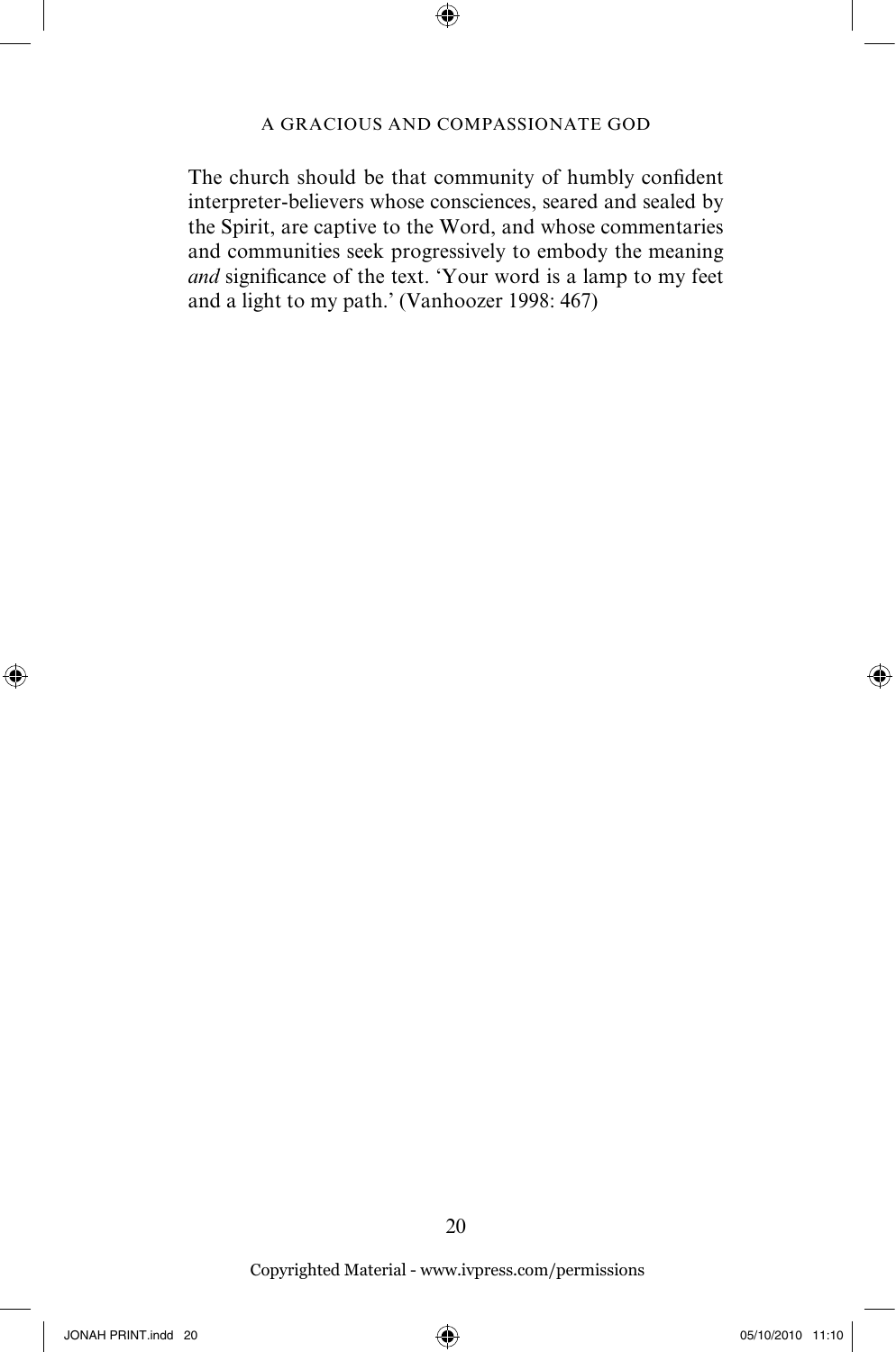The church should be that community of humbly confident interpreter-believers whose consciences, seared and sealed by the Spirit, are captive to the Word, and whose commentaries and communities seek progressively to embody the meaning *and* significance of the text. 'Your word is a lamp to my feet and a light to my path.' (Vanhoozer 1998: 467)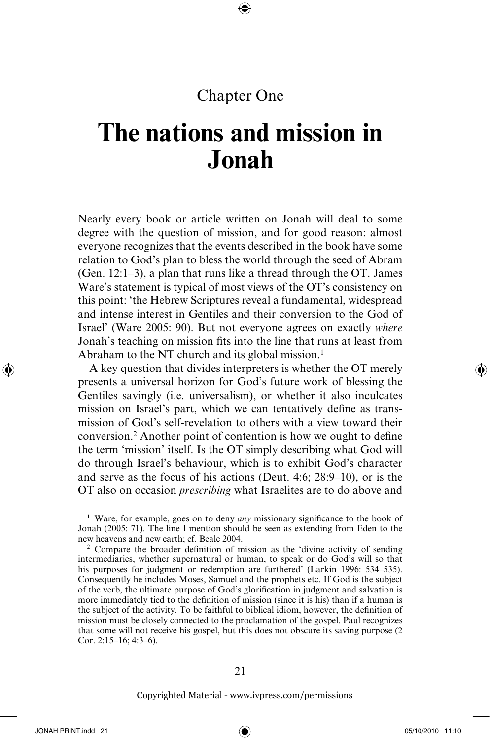Chapter One

# The nations and mission in Jonah

Nearly every book or article written on Jonah will deal to some degree with the question of mission, and for good reason: almost everyone recognizes that the events described in the book have some relation to God's plan to bless the world through the seed of Abram (Gen. 12:1–3), a plan that runs like a thread through the OT. James Ware's statement is typical of most views of the OT's consistency on this point: 'the Hebrew Scriptures reveal a fundamental, widespread and intense interest in Gentiles and their conversion to the God of Israel' (Ware 2005: 90). But not everyone agrees on exactly *where* Jonah's teaching on mission fits into the line that runs at least from Abraham to the NT church and its global mission.[1]

A key question that divides interpreters is whether the OT merely presents a universal horizon for God's future work of blessing the Gentiles savingly (i.e. universalism), or whether it also inculcates mission on Israel's part, which we can tentatively define as transmission of God's self-revelation to others with a view toward their conversion.[2] Another point of contention is how we ought to define the term 'mission' itself. Is the OT simply describing what God will do through Israel's behaviour, which is to exhibit God's character and serve as the focus of his actions (Deut. 4:6; 28:9–10), or is the OT also on occasion *prescribing* what Israelites are to do above and

[1] Ware, for example, goes on to deny *any* missionary significance to the book of Jonah (2005: 71). The line I mention should be seen as extending from Eden to the new heavens and new earth; cf. Beale 2004.

[2] Compare the broader definition of mission as the 'divine activity of sending intermediaries, whether supernatural or human, to speak or do God's will so that his purposes for judgment or redemption are furthered' (Larkin 1996: 534–535). Consequently he includes Moses, Samuel and the prophets etc. If God is the subject of the verb, the ultimate purpose of God's glorification in judgment and salvation is more immediately tied to the definition of mission (since it is his) than if a human is the subject of the activity. To be faithful to biblical idiom, however, the definition of mission must be closely connected to the proclamation of the gospel. Paul recognizes that some will not receive his gospel, but this does not obscure its saving purpose (2 Cor. 2:15–16; 4:3–6).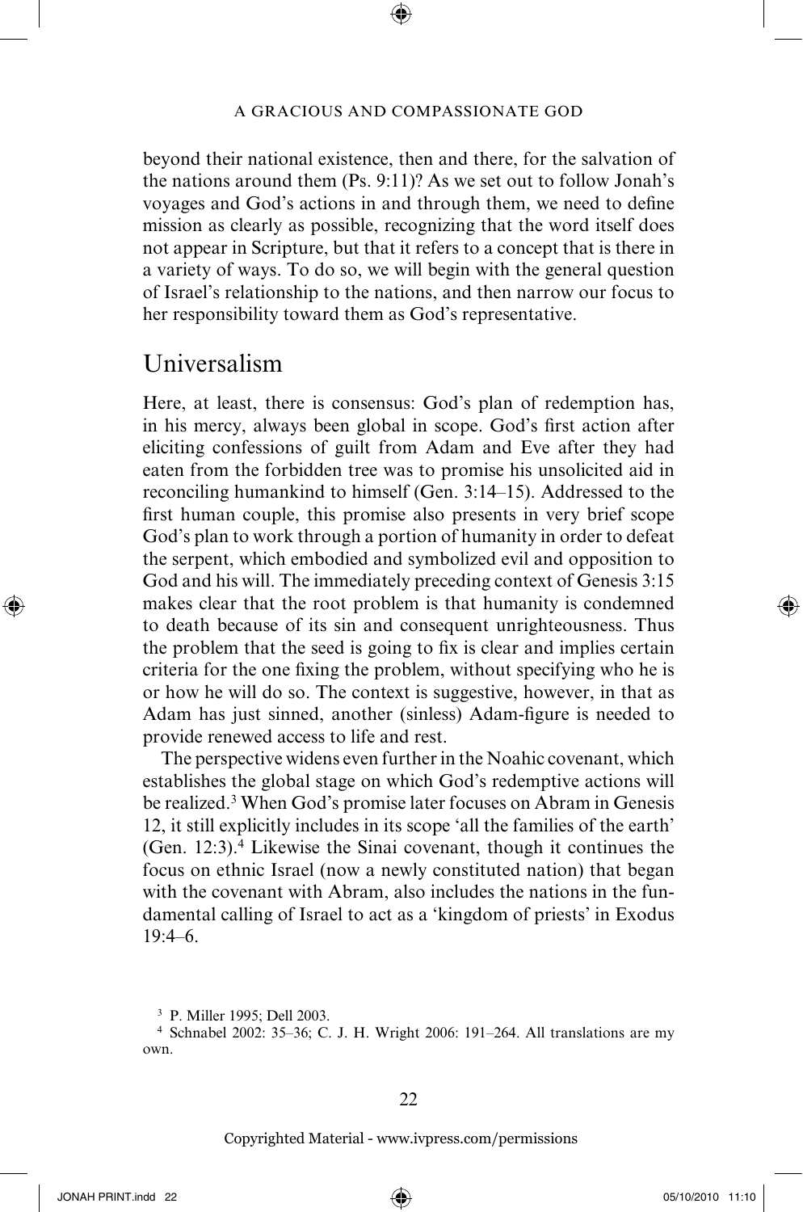beyond their national existence, then and there, for the salvation of the nations around them (Ps. 9:11)? As we set out to follow Jonah's voyages and God's actions in and through them, we need to define mission as clearly as possible, recognizing that the word itself does not appear in Scripture, but that it refers to a concept that is there in a variety of ways. To do so, we will begin with the general question of Israel's relationship to the nations, and then narrow our focus to her responsibility toward them as God's representative.

## Universalism

Here, at least, there is consensus: God's plan of redemption has, in his mercy, always been global in scope. God's first action after eliciting confessions of guilt from Adam and Eve after they had eaten from the forbidden tree was to promise his unsolicited aid in reconciling humankind to himself (Gen. 3:14–15). Addressed to the first human couple, this promise also presents in very brief scope God's plan to work through a portion of humanity in order to defeat the serpent, which embodied and symbolized evil and opposition to God and his will. The immediately preceding context of Genesis 3:15 makes clear that the root problem is that humanity is condemned to death because of its sin and consequent unrighteousness. Thus the problem that the seed is going to fix is clear and implies certain criteria for the one fixing the problem, without specifying who he is or how he will do so. The context is suggestive, however, in that as Adam has just sinned, another (sinless) Adam-figure is needed to provide renewed access to life and rest.

The perspective widens even further in the Noahic covenant, which establishes the global stage on which God's redemptive actions will be realized.[3] When God's promise later focuses on Abram in Genesis 12, it still explicitly includes in its scope 'all the families of the earth' (Gen. 12:3).[4] Likewise the Sinai covenant, though it continues the focus on ethnic Israel (now a newly constituted nation) that began with the covenant with Abram, also includes the nations in the fundamental calling of Israel to act as a 'kingdom of priests' in Exodus 19:4–6.

[3] P. Miller 1995; Dell 2003.

[4] Schnabel 2002: 35–36; C. J. H. Wright 2006: 191–264. All translations are my own.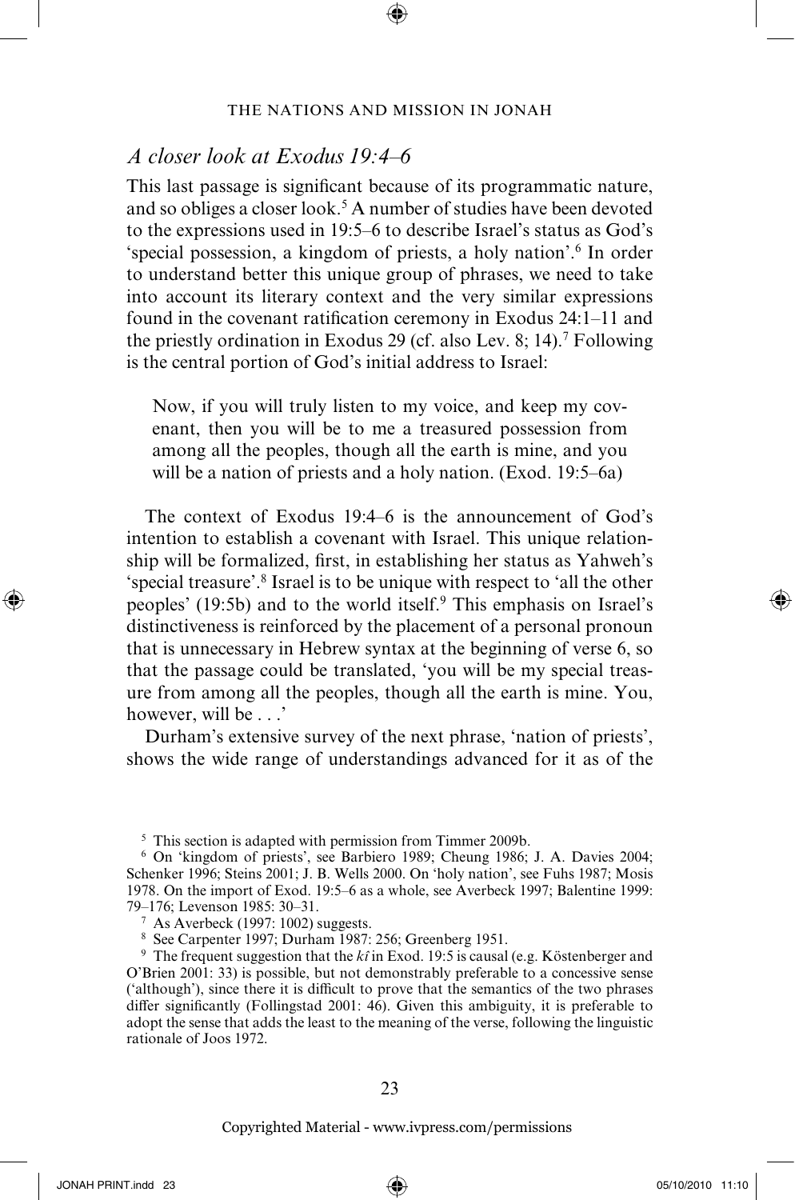## *A closer look at Exodus 19:4–6*

This last passage is significant because of its programmatic nature, and so obliges a closer look.[5] A number of studies have been devoted to the expressions used in 19:5–6 to describe Israel's status as God's 'special possession, a kingdom of priests, a holy nation'.[6] In order to understand better this unique group of phrases, we need to take into account its literary context and the very similar expressions found in the covenant ratification ceremony in Exodus 24:1–11 and the priestly ordination in Exodus 29 (cf. also Lev. 8; 14).[7] Following is the central portion of God's initial address to Israel:

> Now, if you will truly listen to my voice, and keep my covenant, then you will be to me a treasured possession from among all the peoples, though all the earth is mine, and you will be a nation of priests and a holy nation. (Exod. 19:5–6a)

The context of Exodus 19:4–6 is the announcement of God's intention to establish a covenant with Israel. This unique relationship will be formalized, first, in establishing her status as Yahweh's 'special treasure'.[8] Israel is to be unique with respect to 'all the other peoples' (19:5b) and to the world itself.[9] This emphasis on Israel's distinctiveness is reinforced by the placement of a personal pronoun that is unnecessary in Hebrew syntax at the beginning of verse 6, so that the passage could be translated, 'you will be my special treasure from among all the peoples, though all the earth is mine. You, however, will be . . .'

Durham's extensive survey of the next phrase, 'nation of priests', shows the wide range of understandings advanced for it as of the

---

[5] This section is adapted with permission from Timmer 2009b.

[6] On 'kingdom of priests', see Barbiero 1989; Cheung 1986; J. A. Davies 2004; Schenker 1996; Steins 2001; J. B. Wells 2000. On 'holy nation', see Fuhs 1987; Mosis 1978. On the import of Exod. 19:5–6 as a whole, see Averbeck 1997; Balentine 1999: 79–176; Levenson 1985: 30–31.

[7] As Averbeck (1997: 1002) suggests.

[8] See Carpenter 1997; Durham 1987: 256; Greenberg 1951.

[9] The frequent suggestion that the *kî* in Exod. 19:5 is causal (e.g. Köstenberger and O'Brien 2001: 33) is possible, but not demonstrably preferable to a concessive sense ('although'), since there it is difficult to prove that the semantics of the two phrases differ significantly (Follingstad 2001: 46). Given this ambiguity, it is preferable to adopt the sense that adds the least to the meaning of the verse, following the linguistic rationale of Joos 1972.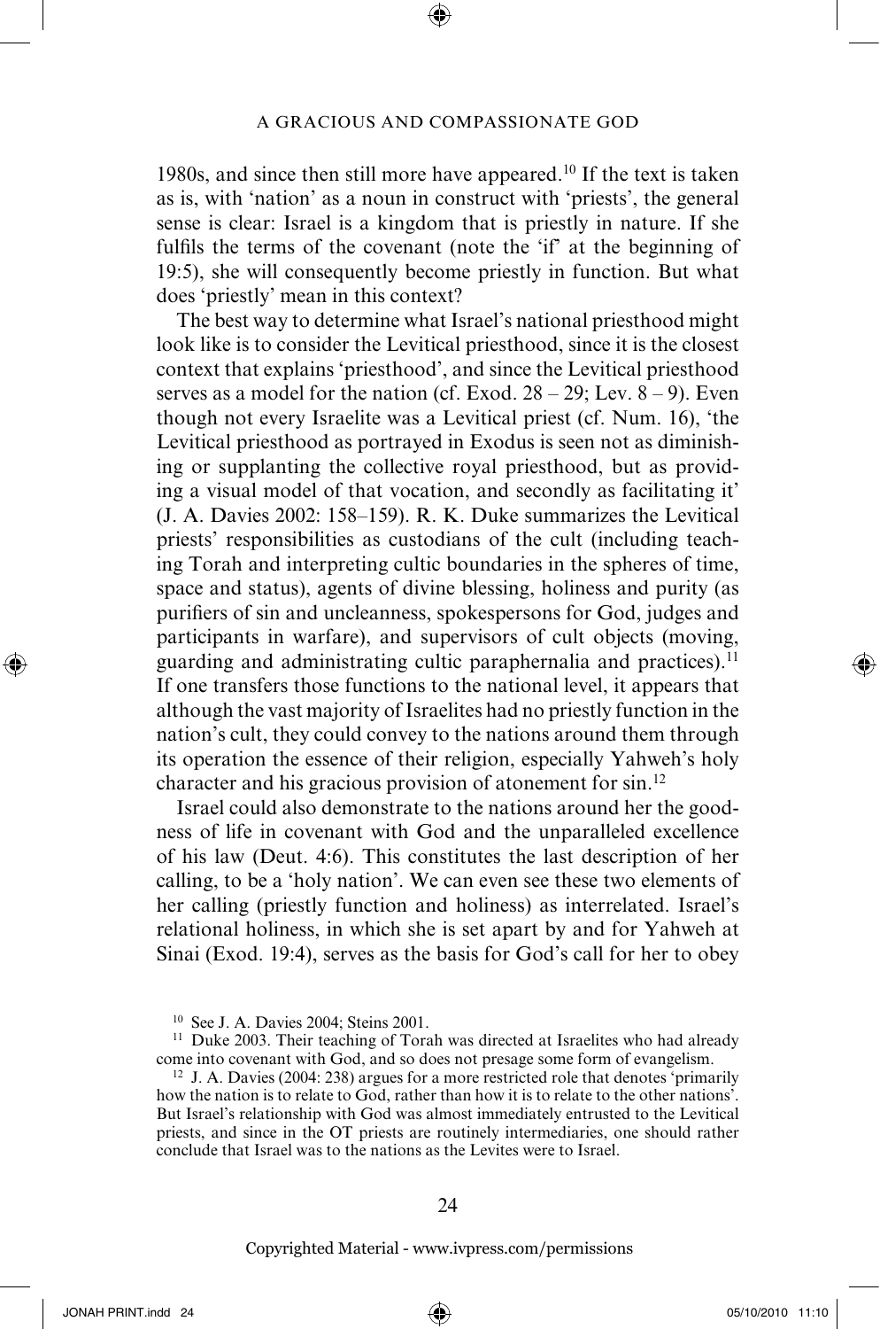1980s, and since then still more have appeared.[10] If the text is taken as is, with 'nation' as a noun in construct with 'priests', the general sense is clear: Israel is a kingdom that is priestly in nature. If she fulfils the terms of the covenant (note the 'if' at the beginning of 19:5), she will consequently become priestly in function. But what does 'priestly' mean in this context?

The best way to determine what Israel's national priesthood might look like is to consider the Levitical priesthood, since it is the closest context that explains 'priesthood', and since the Levitical priesthood serves as a model for the nation (cf. Exod. 28 – 29; Lev. 8 – 9). Even though not every Israelite was a Levitical priest (cf. Num. 16), 'the Levitical priesthood as portrayed in Exodus is seen not as diminishing or supplanting the collective royal priesthood, but as providing a visual model of that vocation, and secondly as facilitating it' (J. A. Davies 2002: 158–159). R. K. Duke summarizes the Levitical priests' responsibilities as custodians of the cult (including teaching Torah and interpreting cultic boundaries in the spheres of time, space and status), agents of divine blessing, holiness and purity (as purifiers of sin and uncleanness, spokespersons for God, judges and participants in warfare), and supervisors of cult objects (moving, guarding and administrating cultic paraphernalia and practices).[11] If one transfers those functions to the national level, it appears that although the vast majority of Israelites had no priestly function in the nation's cult, they could convey to the nations around them through its operation the essence of their religion, especially Yahweh's holy character and his gracious provision of atonement for sin.[12]

Israel could also demonstrate to the nations around her the goodness of life in covenant with God and the unparalleled excellence of his law (Deut. 4:6). This constitutes the last description of her calling, to be a 'holy nation'. We can even see these two elements of her calling (priestly function and holiness) as interrelated. Israel's relational holiness, in which she is set apart by and for Yahweh at Sinai (Exod. 19:4), serves as the basis for God's call for her to obey

---

[10] See J. A. Davies 2004; Steins 2001.

[11] Duke 2003. Their teaching of Torah was directed at Israelites who had already come into covenant with God, and so does not presage some form of evangelism.

[12] J. A. Davies (2004: 238) argues for a more restricted role that denotes 'primarily how the nation is to relate to God, rather than how it is to relate to the other nations'. But Israel's relationship with God was almost immediately entrusted to the Levitical priests, and since in the OT priests are routinely intermediaries, one should rather conclude that Israel was to the nations as the Levites were to Israel.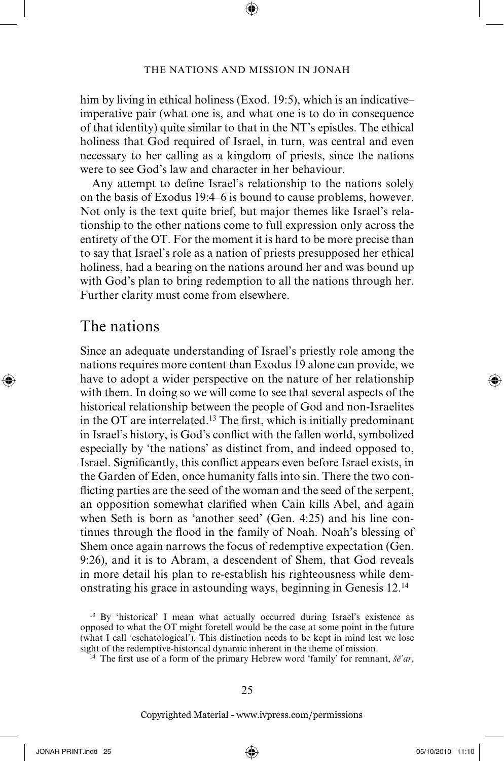him by living in ethical holiness (Exod. 19:5), which is an indicative–imperative pair (what one is, and what one is to do in consequence of that identity) quite similar to that in the NT's epistles. The ethical holiness that God required of Israel, in turn, was central and even necessary to her calling as a kingdom of priests, since the nations were to see God's law and character in her behaviour.

Any attempt to define Israel's relationship to the nations solely on the basis of Exodus 19:4–6 is bound to cause problems, however. Not only is the text quite brief, but major themes like Israel's relationship to the other nations come to full expression only across the entirety of the OT. For the moment it is hard to be more precise than to say that Israel's role as a nation of priests presupposed her ethical holiness, had a bearing on the nations around her and was bound up with God's plan to bring redemption to all the nations through her. Further clarity must come from elsewhere.

## The nations

Since an adequate understanding of Israel's priestly role among the nations requires more content than Exodus 19 alone can provide, we have to adopt a wider perspective on the nature of her relationship with them. In doing so we will come to see that several aspects of the historical relationship between the people of God and non-Israelites in the OT are interrelated.[13] The first, which is initially predominant in Israel's history, is God's conflict with the fallen world, symbolized especially by 'the nations' as distinct from, and indeed opposed to, Israel. Significantly, this conflict appears even before Israel exists, in the Garden of Eden, once humanity falls into sin. There the two conflicting parties are the seed of the woman and the seed of the serpent, an opposition somewhat clarified when Cain kills Abel, and again when Seth is born as 'another seed' (Gen. 4:25) and his line continues through the flood in the family of Noah. Noah's blessing of Shem once again narrows the focus of redemptive expectation (Gen. 9:26), and it is to Abram, a descendent of Shem, that God reveals in more detail his plan to re-establish his righteousness while demonstrating his grace in astounding ways, beginning in Genesis 12.[14]

[13] By 'historical' I mean what actually occurred during Israel's existence as opposed to what the OT might foretell would be the case at some point in the future (what I call 'eschatological'). This distinction needs to be kept in mind lest we lose sight of the redemptive-historical dynamic inherent in the theme of mission.

[14] The first use of a form of the primary Hebrew word 'family' for remnant, *šĕʾar*,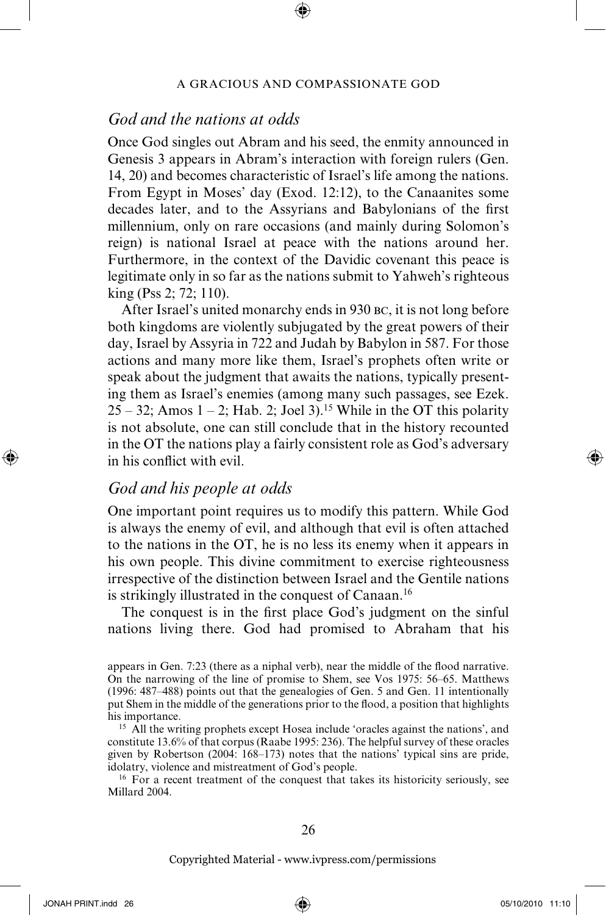## *God and the nations at odds*

Once God singles out Abram and his seed, the enmity announced in Genesis 3 appears in Abram's interaction with foreign rulers (Gen. 14, 20) and becomes characteristic of Israel's life among the nations. From Egypt in Moses' day (Exod. 12:12), to the Canaanites some decades later, and to the Assyrians and Babylonians of the first millennium, only on rare occasions (and mainly during Solomon's reign) is national Israel at peace with the nations around her. Furthermore, in the context of the Davidic covenant this peace is legitimate only in so far as the nations submit to Yahweh's righteous king (Pss 2; 72; 110).

After Israel's united monarchy ends in 930 BC, it is not long before both kingdoms are violently subjugated by the great powers of their day, Israel by Assyria in 722 and Judah by Babylon in 587. For those actions and many more like them, Israel's prophets often write or speak about the judgment that awaits the nations, typically presenting them as Israel's enemies (among many such passages, see Ezek. 25 – 32; Amos 1 – 2; Hab. 2; Joel 3).[15] While in the OT this polarity is not absolute, one can still conclude that in the history recounted in the OT the nations play a fairly consistent role as God's adversary in his conflict with evil.

## *God and his people at odds*

One important point requires us to modify this pattern. While God is always the enemy of evil, and although that evil is often attached to the nations in the OT, he is no less its enemy when it appears in his own people. This divine commitment to exercise righteousness irrespective of the distinction between Israel and the Gentile nations is strikingly illustrated in the conquest of Canaan.[16]

The conquest is in the first place God's judgment on the sinful nations living there. God had promised to Abraham that his

appears in Gen. 7:23 (there as a niphal verb), near the middle of the flood narrative. On the narrowing of the line of promise to Shem, see Vos 1975: 56–65. Matthews (1996: 487–488) points out that the genealogies of Gen. 5 and Gen. 11 intentionally put Shem in the middle of the generations prior to the flood, a position that highlights his importance.

[15] All the writing prophets except Hosea include 'oracles against the nations', and constitute 13.6% of that corpus (Raabe 1995: 236). The helpful survey of these oracles given by Robertson (2004: 168–173) notes that the nations' typical sins are pride, idolatry, violence and mistreatment of God's people.

[16] For a recent treatment of the conquest that takes its historicity seriously, see Millard 2004.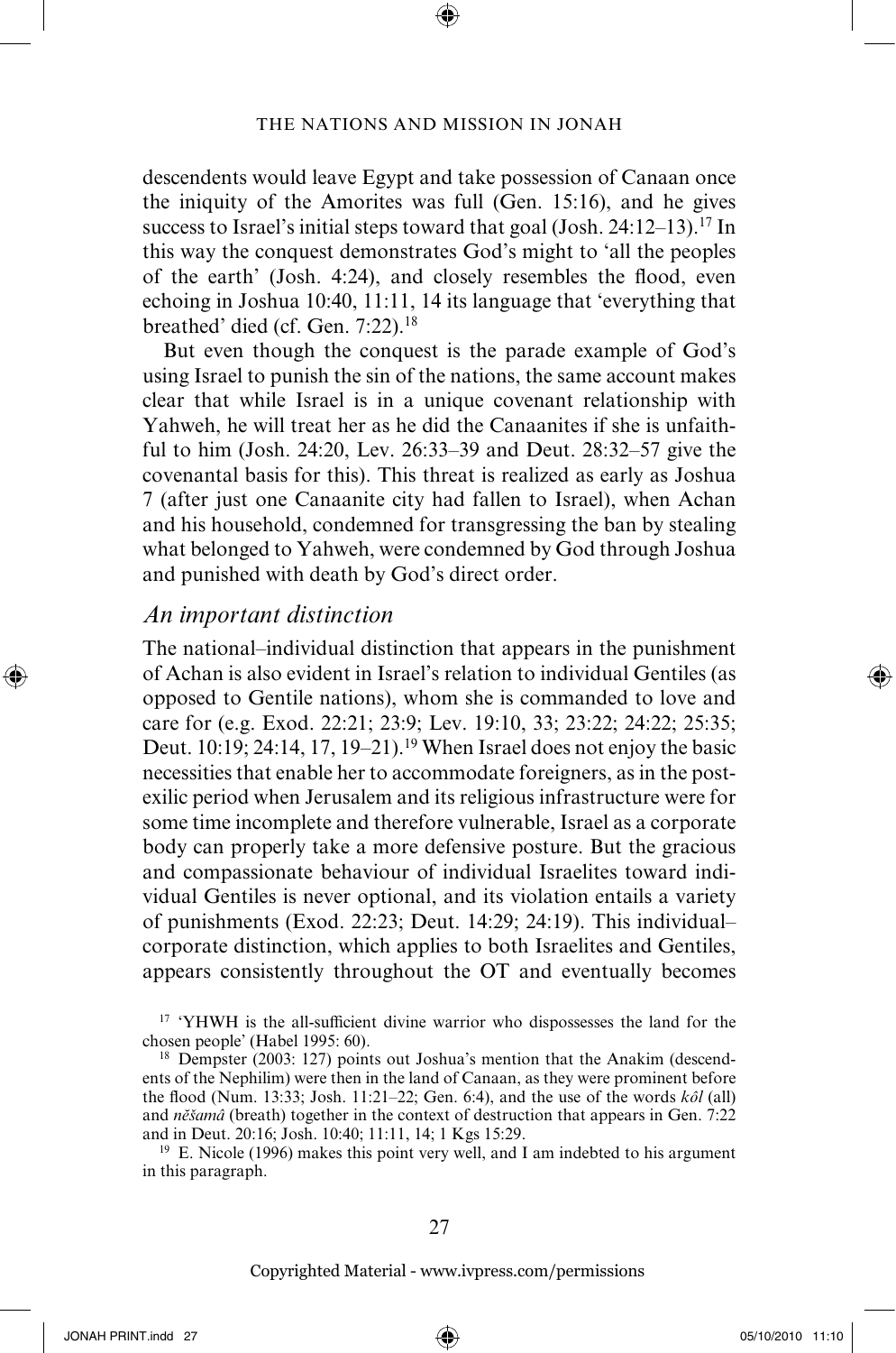descendents would leave Egypt and take possession of Canaan once the iniquity of the Amorites was full (Gen. 15:16), and he gives success to Israel's initial steps toward that goal (Josh. 24:12–13).[17] In this way the conquest demonstrates God's might to 'all the peoples of the earth' (Josh. 4:24), and closely resembles the flood, even echoing in Joshua 10:40, 11:11, 14 its language that 'everything that breathed' died (cf. Gen. 7:22).[18]

But even though the conquest is the parade example of God's using Israel to punish the sin of the nations, the same account makes clear that while Israel is in a unique covenant relationship with Yahweh, he will treat her as he did the Canaanites if she is unfaithful to him (Josh. 24:20, Lev. 26:33–39 and Deut. 28:32–57 give the covenantal basis for this). This threat is realized as early as Joshua 7 (after just one Canaanite city had fallen to Israel), when Achan and his household, condemned for transgressing the ban by stealing what belonged to Yahweh, were condemned by God through Joshua and punished with death by God's direct order.

## *An important distinction*

The national–individual distinction that appears in the punishment of Achan is also evident in Israel's relation to individual Gentiles (as opposed to Gentile nations), whom she is commanded to love and care for (e.g. Exod. 22:21; 23:9; Lev. 19:10, 33; 23:22; 24:22; 25:35; Deut. 10:19; 24:14, 17, 19–21).[19] When Israel does not enjoy the basic necessities that enable her to accommodate foreigners, as in the post-exilic period when Jerusalem and its religious infrastructure were for some time incomplete and therefore vulnerable, Israel as a corporate body can properly take a more defensive posture. But the gracious and compassionate behaviour of individual Israelites toward individual Gentiles is never optional, and its violation entails a variety of punishments (Exod. 22:23; Deut. 14:29; 24:19). This individual–corporate distinction, which applies to both Israelites and Gentiles, appears consistently throughout the OT and eventually becomes

---

[17] 'YHWH is the all-sufficient divine warrior who dispossesses the land for the chosen people' (Habel 1995: 60).

[18] Dempster (2003: 127) points out Joshua's mention that the Anakim (descendents of the Nephilim) were then in the land of Canaan, as they were prominent before the flood (Num. 13:33; Josh. 11:21–22; Gen. 6:4), and the use of the words *kôl* (all) and *nĕšamâ* (breath) together in the context of destruction that appears in Gen. 7:22 and in Deut. 20:16; Josh. 10:40; 11:11, 14; 1 Kgs 15:29.

[19] E. Nicole (1996) makes this point very well, and I am indebted to his argument in this paragraph.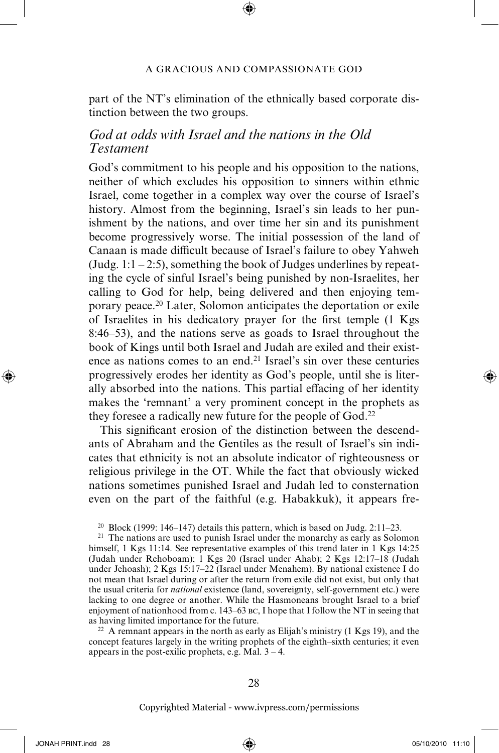part of the NT's elimination of the ethnically based corporate distinction between the two groups.

## *God at odds with Israel and the nations in the Old Testament*

God's commitment to his people and his opposition to the nations, neither of which excludes his opposition to sinners within ethnic Israel, come together in a complex way over the course of Israel's history. Almost from the beginning, Israel's sin leads to her punishment by the nations, and over time her sin and its punishment become progressively worse. The initial possession of the land of Canaan is made difficult because of Israel's failure to obey Yahweh (Judg. 1:1 – 2:5), something the book of Judges underlines by repeating the cycle of sinful Israel's being punished by non-Israelites, her calling to God for help, being delivered and then enjoying temporary peace.[20] Later, Solomon anticipates the deportation or exile of Israelites in his dedicatory prayer for the first temple (1 Kgs 8:46–53), and the nations serve as goads to Israel throughout the book of Kings until both Israel and Judah are exiled and their existence as nations comes to an end.[21] Israel's sin over these centuries progressively erodes her identity as God's people, until she is literally absorbed into the nations. This partial effacing of her identity makes the 'remnant' a very prominent concept in the prophets as they foresee a radically new future for the people of God.[22]

This significant erosion of the distinction between the descendants of Abraham and the Gentiles as the result of Israel's sin indicates that ethnicity is not an absolute indicator of righteousness or religious privilege in the OT. While the fact that obviously wicked nations sometimes punished Israel and Judah led to consternation even on the part of the faithful (e.g. Habakkuk), it appears fre-

[20] Block (1999: 146–147) details this pattern, which is based on Judg. 2:11–23.

[21] The nations are used to punish Israel under the monarchy as early as Solomon himself, 1 Kgs 11:14. See representative examples of this trend later in 1 Kgs 14:25 (Judah under Rehoboam); 1 Kgs 20 (Israel under Ahab); 2 Kgs 12:17–18 (Judah under Jehoash); 2 Kgs 15:17–22 (Israel under Menahem). By national existence I do not mean that Israel during or after the return from exile did not exist, but only that the usual criteria for *national* existence (land, sovereignty, self-government etc.) were lacking to one degree or another. While the Hasmoneans brought Israel to a brief enjoyment of nationhood from c. 143–63 BC, I hope that I follow the NT in seeing that as having limited importance for the future.

[22] A remnant appears in the north as early as Elijah's ministry (1 Kgs 19), and the concept features largely in the writing prophets of the eighth–sixth centuries; it even appears in the post-exilic prophets, e.g. Mal. 3 – 4.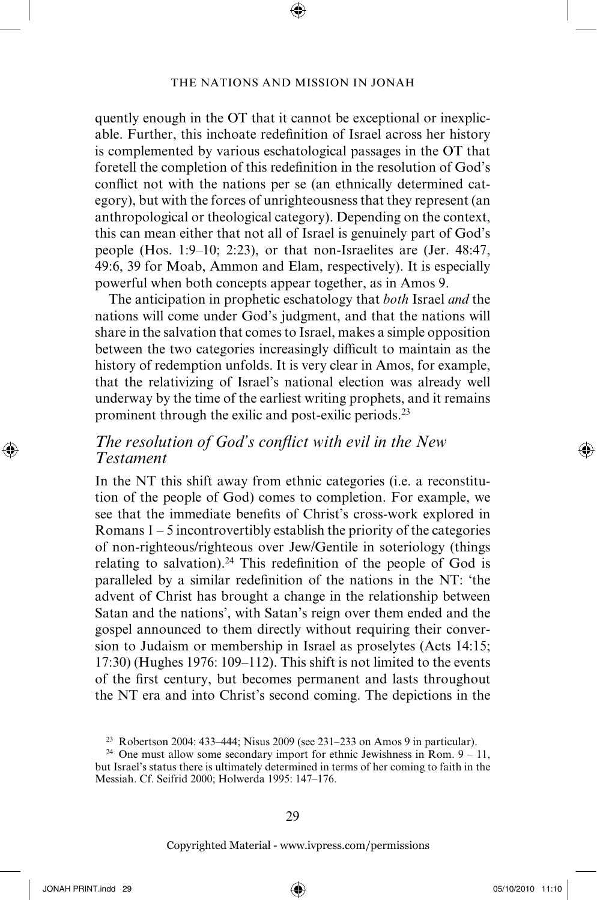quently enough in the OT that it cannot be exceptional or inexplicable. Further, this inchoate redefinition of Israel across her history is complemented by various eschatological passages in the OT that foretell the completion of this redefinition in the resolution of God's conflict not with the nations per se (an ethnically determined category), but with the forces of unrighteousness that they represent (an anthropological or theological category). Depending on the context, this can mean either that not all of Israel is genuinely part of God's people (Hos. 1:9–10; 2:23), or that non-Israelites are (Jer. 48:47, 49:6, 39 for Moab, Ammon and Elam, respectively). It is especially powerful when both concepts appear together, as in Amos 9.

The anticipation in prophetic eschatology that *both* Israel *and* the nations will come under God's judgment, and that the nations will share in the salvation that comes to Israel, makes a simple opposition between the two categories increasingly difficult to maintain as the history of redemption unfolds. It is very clear in Amos, for example, that the relativizing of Israel's national election was already well underway by the time of the earliest writing prophets, and it remains prominent through the exilic and post-exilic periods.[23]

### *The resolution of God's conflict with evil in the New Testament*

In the NT this shift away from ethnic categories (i.e. a reconstitution of the people of God) comes to completion. For example, we see that the immediate benefits of Christ's cross-work explored in Romans 1 – 5 incontrovertibly establish the priority of the categories of non-righteous/righteous over Jew/Gentile in soteriology (things relating to salvation).[24] This redefinition of the people of God is paralleled by a similar redefinition of the nations in the NT: 'the advent of Christ has brought a change in the relationship between Satan and the nations', with Satan's reign over them ended and the gospel announced to them directly without requiring their conversion to Judaism or membership in Israel as proselytes (Acts 14:15; 17:30) (Hughes 1976: 109–112). This shift is not limited to the events of the first century, but becomes permanent and lasts throughout the NT era and into Christ's second coming. The depictions in the

[23] Robertson 2004: 433–444; Nisus 2009 (see 231–233 on Amos 9 in particular).

[24] One must allow some secondary import for ethnic Jewishness in Rom. 9 – 11, but Israel's status there is ultimately determined in terms of her coming to faith in the Messiah. Cf. Seifrid 2000; Holwerda 1995: 147–176.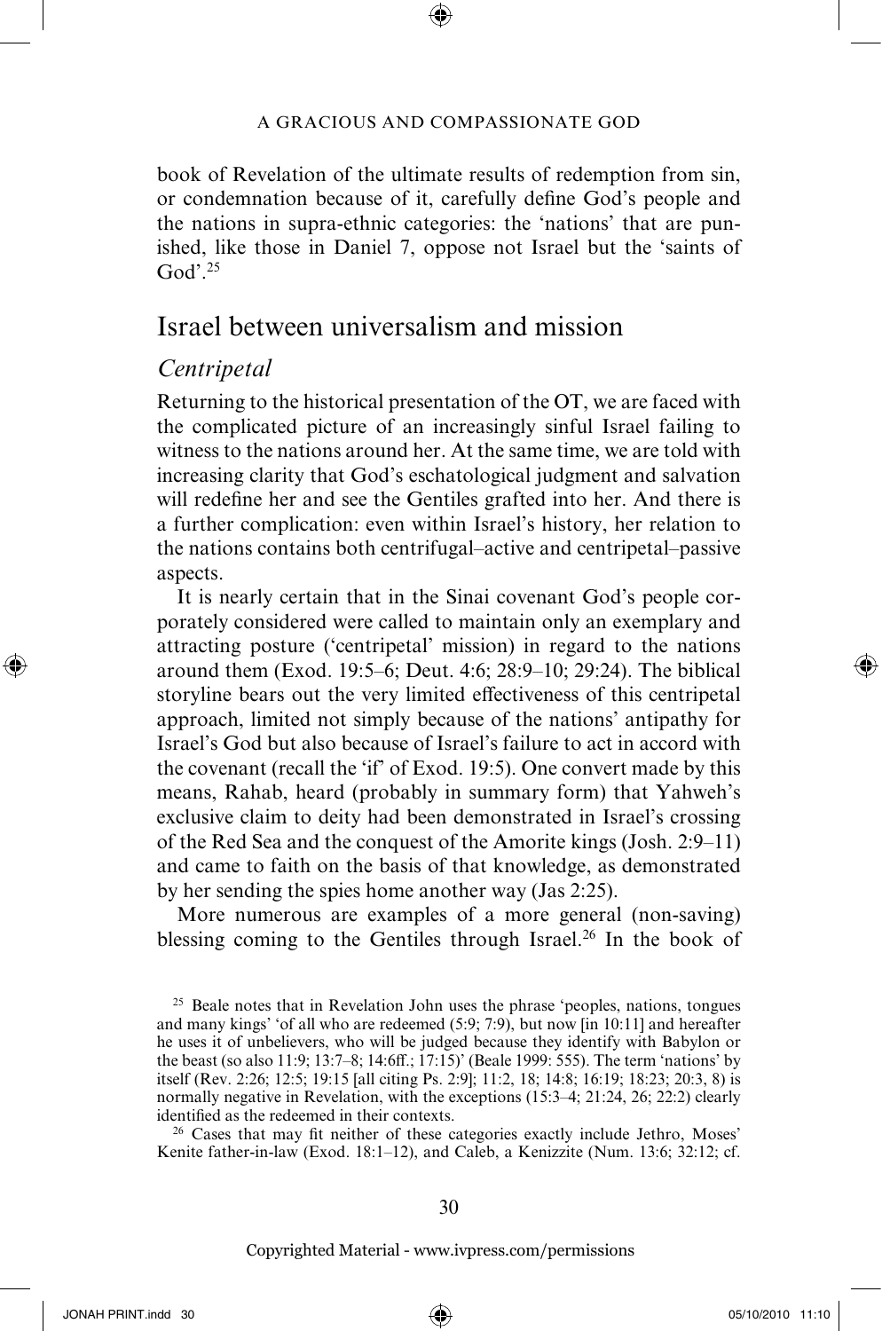book of Revelation of the ultimate results of redemption from sin, or condemnation because of it, carefully define God's people and the nations in supra-ethnic categories: the 'nations' that are punished, like those in Daniel 7, oppose not Israel but the 'saints of God'.[25]

## Israel between universalism and mission

### *Centripetal*

Returning to the historical presentation of the OT, we are faced with the complicated picture of an increasingly sinful Israel failing to witness to the nations around her. At the same time, we are told with increasing clarity that God's eschatological judgment and salvation will redefine her and see the Gentiles grafted into her. And there is a further complication: even within Israel's history, her relation to the nations contains both centrifugal–active and centripetal–passive aspects.

It is nearly certain that in the Sinai covenant God's people corporately considered were called to maintain only an exemplary and attracting posture ('centripetal' mission) in regard to the nations around them (Exod. 19:5–6; Deut. 4:6; 28:9–10; 29:24). The biblical storyline bears out the very limited effectiveness of this centripetal approach, limited not simply because of the nations' antipathy for Israel's God but also because of Israel's failure to act in accord with the covenant (recall the 'if' of Exod. 19:5). One convert made by this means, Rahab, heard (probably in summary form) that Yahweh's exclusive claim to deity had been demonstrated in Israel's crossing of the Red Sea and the conquest of the Amorite kings (Josh. 2:9–11) and came to faith on the basis of that knowledge, as demonstrated by her sending the spies home another way (Jas 2:25).

More numerous are examples of a more general (non-saving) blessing coming to the Gentiles through Israel.[26] In the book of

---

[25] Beale notes that in Revelation John uses the phrase 'peoples, nations, tongues and many kings' 'of all who are redeemed (5:9; 7:9), but now [in 10:11] and hereafter he uses it of unbelievers, who will be judged because they identify with Babylon or the beast (so also 11:9; 13:7–8; 14:6ff.; 17:15)' (Beale 1999: 555). The term 'nations' by itself (Rev. 2:26; 12:5; 19:15 [all citing Ps. 2:9]; 11:2, 18; 14:8; 16:19; 18:23; 20:3, 8) is normally negative in Revelation, with the exceptions (15:3–4; 21:24, 26; 22:2) clearly identified as the redeemed in their contexts.

[26] Cases that may fit neither of these categories exactly include Jethro, Moses' Kenite father-in-law (Exod. 18:1–12), and Caleb, a Kenizzite (Num. 13:6; 32:12; cf.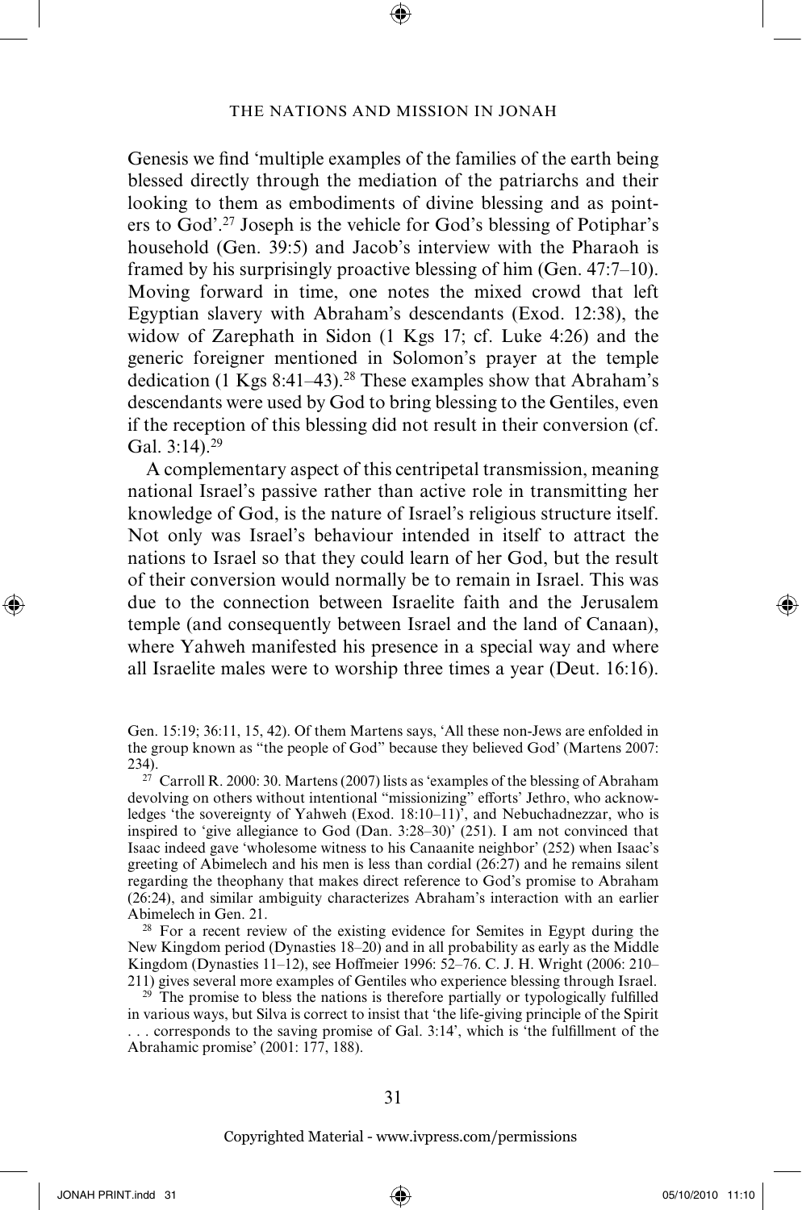Genesis we find 'multiple examples of the families of the earth being blessed directly through the mediation of the patriarchs and their looking to them as embodiments of divine blessing and as pointers to God'.[27] Joseph is the vehicle for God's blessing of Potiphar's household (Gen. 39:5) and Jacob's interview with the Pharaoh is framed by his surprisingly proactive blessing of him (Gen. 47:7–10). Moving forward in time, one notes the mixed crowd that left Egyptian slavery with Abraham's descendants (Exod. 12:38), the widow of Zarephath in Sidon (1 Kgs 17; cf. Luke 4:26) and the generic foreigner mentioned in Solomon's prayer at the temple dedication (1 Kgs 8:41–43).[28] These examples show that Abraham's descendants were used by God to bring blessing to the Gentiles, even if the reception of this blessing did not result in their conversion (cf. Gal. 3:14).[29]

A complementary aspect of this centripetal transmission, meaning national Israel's passive rather than active role in transmitting her knowledge of God, is the nature of Israel's religious structure itself. Not only was Israel's behaviour intended in itself to attract the nations to Israel so that they could learn of her God, but the result of their conversion would normally be to remain in Israel. This was due to the connection between Israelite faith and the Jerusalem temple (and consequently between Israel and the land of Canaan), where Yahweh manifested his presence in a special way and where all Israelite males were to worship three times a year (Deut. 16:16).

Gen. 15:19; 36:11, 15, 42). Of them Martens says, 'All these non-Jews are enfolded in the group known as "the people of God" because they believed God' (Martens 2007: 234).

[27] Carroll R. 2000: 30. Martens (2007) lists as 'examples of the blessing of Abraham devolving on others without intentional "missionizing" efforts' Jethro, who acknowledges 'the sovereignty of Yahweh (Exod. 18:10–11)', and Nebuchadnezzar, who is inspired to 'give allegiance to God (Dan. 3:28–30)' (251). I am not convinced that Isaac indeed gave 'wholesome witness to his Canaanite neighbor' (252) when Isaac's greeting of Abimelech and his men is less than cordial (26:27) and he remains silent regarding the theophany that makes direct reference to God's promise to Abraham (26:24), and similar ambiguity characterizes Abraham's interaction with an earlier Abimelech in Gen. 21.

[28] For a recent review of the existing evidence for Semites in Egypt during the New Kingdom period (Dynasties 18–20) and in all probability as early as the Middle Kingdom (Dynasties 11–12), see Hoffmeier 1996: 52–76. C. J. H. Wright (2006: 210–211) gives several more examples of Gentiles who experience blessing through Israel.

[29] The promise to bless the nations is therefore partially or typologically fulfilled in various ways, but Silva is correct to insist that 'the life-giving principle of the Spirit . . . corresponds to the saving promise of Gal. 3:14', which is 'the fulfillment of the Abrahamic promise' (2001: 177, 188).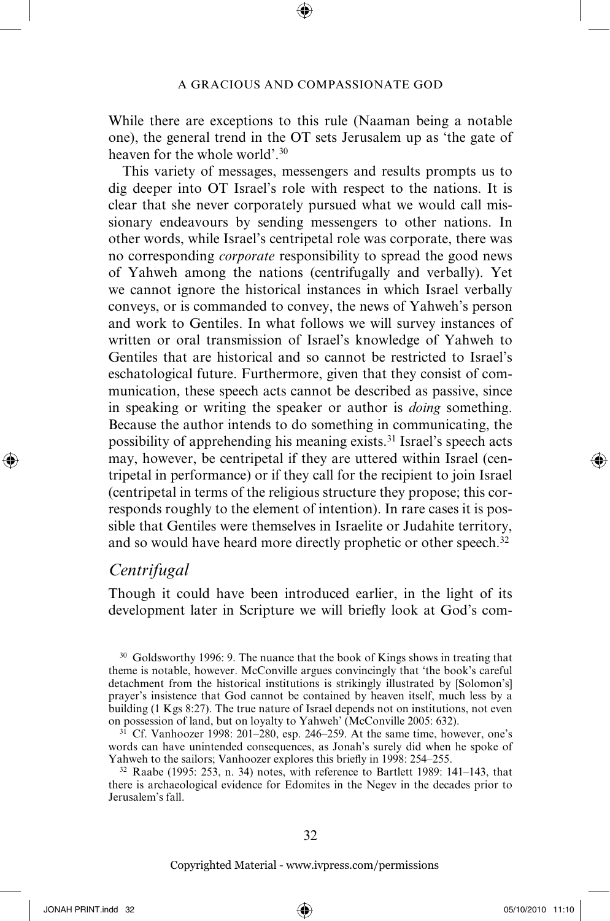While there are exceptions to this rule (Naaman being a notable one), the general trend in the OT sets Jerusalem up as 'the gate of heaven for the whole world'.[30]

This variety of messages, messengers and results prompts us to dig deeper into OT Israel's role with respect to the nations. It is clear that she never corporately pursued what we would call missionary endeavours by sending messengers to other nations. In other words, while Israel's centripetal role was corporate, there was no corresponding *corporate* responsibility to spread the good news of Yahweh among the nations (centrifugally and verbally). Yet we cannot ignore the historical instances in which Israel verbally conveys, or is commanded to convey, the news of Yahweh's person and work to Gentiles. In what follows we will survey instances of written or oral transmission of Israel's knowledge of Yahweh to Gentiles that are historical and so cannot be restricted to Israel's eschatological future. Furthermore, given that they consist of communication, these speech acts cannot be described as passive, since in speaking or writing the speaker or author is *doing* something. Because the author intends to do something in communicating, the possibility of apprehending his meaning exists.[31] Israel's speech acts may, however, be centripetal if they are uttered within Israel (centripetal in performance) or if they call for the recipient to join Israel (centripetal in terms of the religious structure they propose; this corresponds roughly to the element of intention). In rare cases it is possible that Gentiles were themselves in Israelite or Judahite territory, and so would have heard more directly prophetic or other speech.[32]

## *Centrifugal*

Though it could have been introduced earlier, in the light of its development later in Scripture we will briefly look at God's com-

---

[30] Goldsworthy 1996: 9. The nuance that the book of Kings shows in treating that theme is notable, however. McConville argues convincingly that 'the book's careful detachment from the historical institutions is strikingly illustrated by [Solomon's] prayer's insistence that God cannot be contained by heaven itself, much less by a building (1 Kgs 8:27). The true nature of Israel depends not on institutions, not even on possession of land, but on loyalty to Yahweh' (McConville 2005: 632).

[31] Cf. Vanhoozer 1998: 201–280, esp. 246–259. At the same time, however, one's words can have unintended consequences, as Jonah's surely did when he spoke of Yahweh to the sailors; Vanhoozer explores this briefly in 1998: 254–255.

[32] Raabe (1995: 253, n. 34) notes, with reference to Bartlett 1989: 141–143, that there is archaeological evidence for Edomites in the Negev in the decades prior to Jerusalem's fall.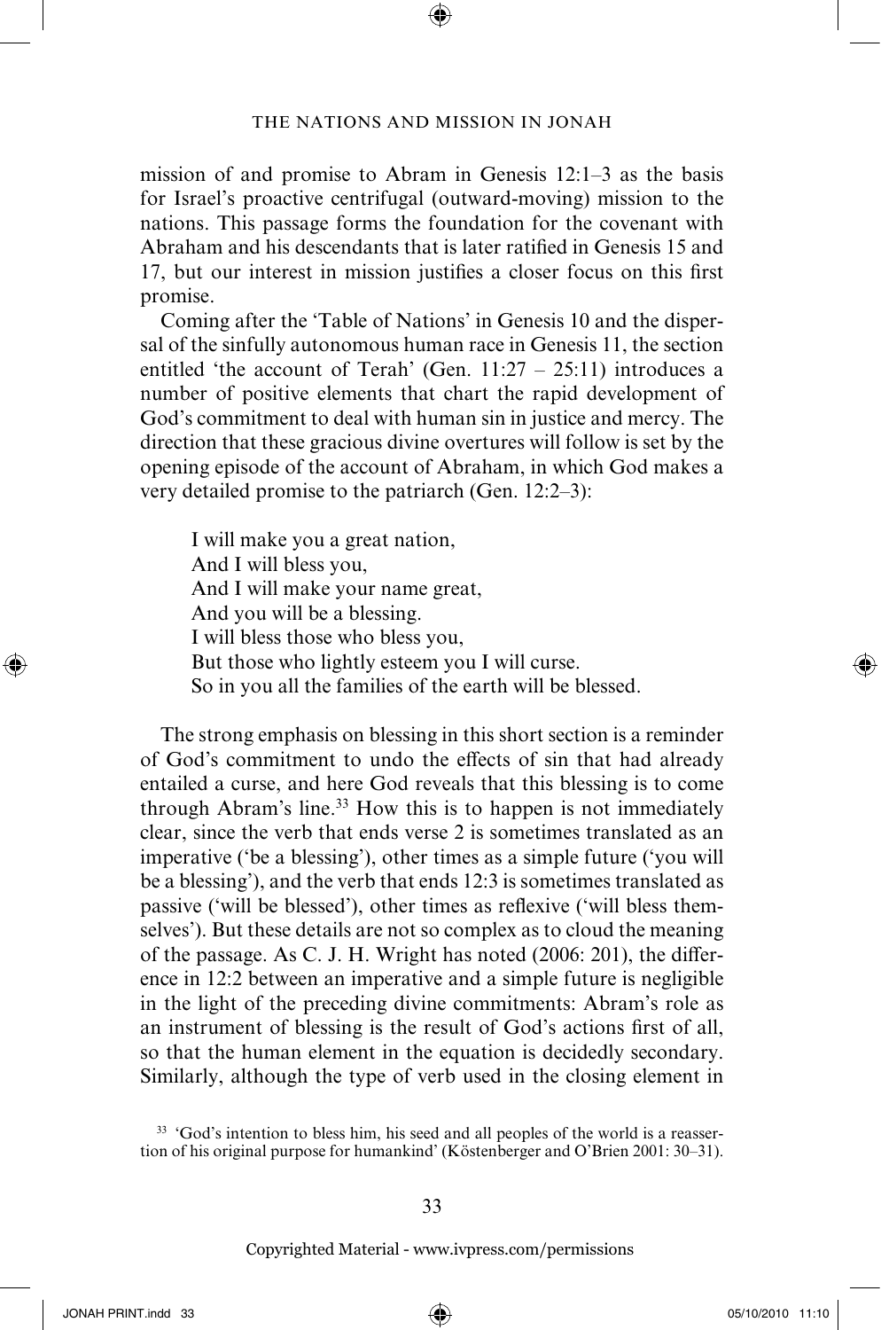mission of and promise to Abram in Genesis 12:1–3 as the basis for Israel's proactive centrifugal (outward-moving) mission to the nations. This passage forms the foundation for the covenant with Abraham and his descendants that is later ratified in Genesis 15 and 17, but our interest in mission justifies a closer focus on this first promise.

Coming after the 'Table of Nations' in Genesis 10 and the dispersal of the sinfully autonomous human race in Genesis 11, the section entitled 'the account of Terah' (Gen. 11:27 – 25:11) introduces a number of positive elements that chart the rapid development of God's commitment to deal with human sin in justice and mercy. The direction that these gracious divine overtures will follow is set by the opening episode of the account of Abraham, in which God makes a very detailed promise to the patriarch (Gen. 12:2–3):

> I will make you a great nation,
> And I will bless you,
> And I will make your name great,
> And you will be a blessing.
> I will bless those who bless you,
> But those who lightly esteem you I will curse.
> So in you all the families of the earth will be blessed.

The strong emphasis on blessing in this short section is a reminder of God's commitment to undo the effects of sin that had already entailed a curse, and here God reveals that this blessing is to come through Abram's line.[33] How this is to happen is not immediately clear, since the verb that ends verse 2 is sometimes translated as an imperative ('be a blessing'), other times as a simple future ('you will be a blessing'), and the verb that ends 12:3 is sometimes translated as passive ('will be blessed'), other times as reflexive ('will bless themselves'). But these details are not so complex as to cloud the meaning of the passage. As C. J. H. Wright has noted (2006: 201), the difference in 12:2 between an imperative and a simple future is negligible in the light of the preceding divine commitments: Abram's role as an instrument of blessing is the result of God's actions first of all, so that the human element in the equation is decidedly secondary. Similarly, although the type of verb used in the closing element in

[33] 'God's intention to bless him, his seed and all peoples of the world is a reassertion of his original purpose for humankind' (Köstenberger and O'Brien 2001: 30–31).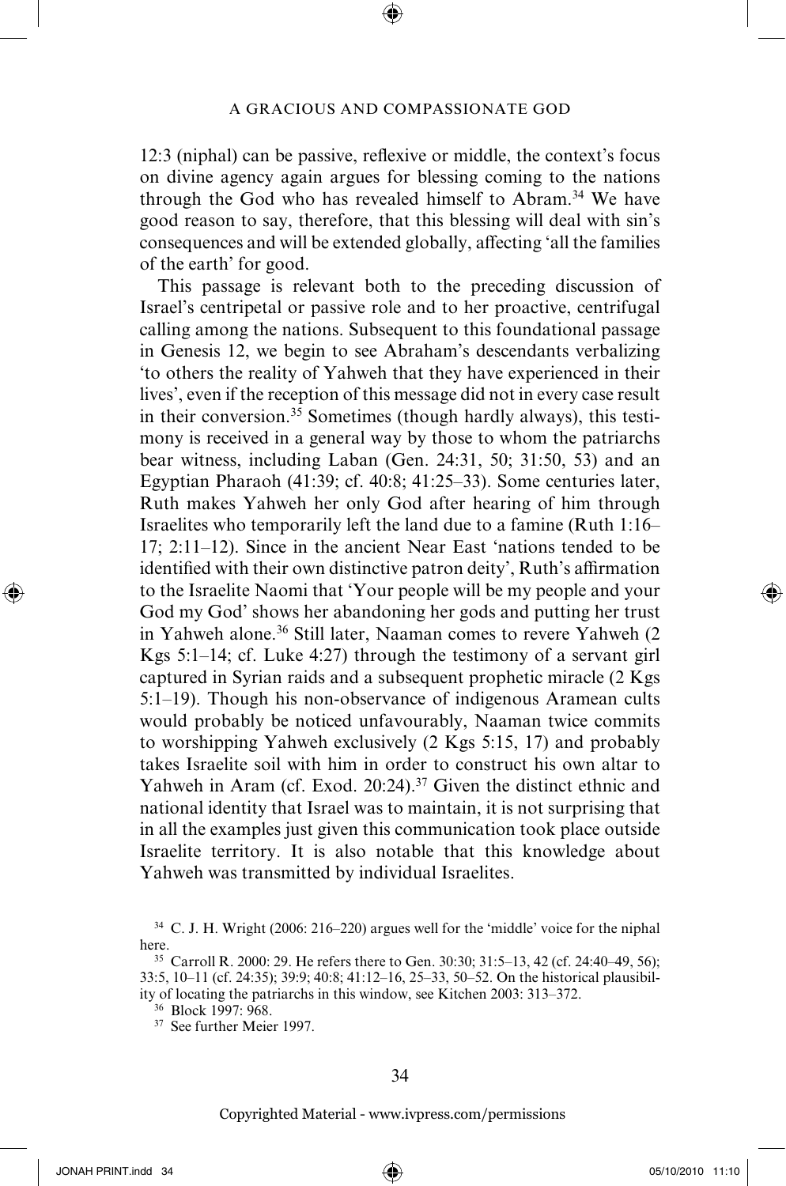12:3 (niphal) can be passive, reflexive or middle, the context's focus on divine agency again argues for blessing coming to the nations through the God who has revealed himself to Abram.[34] We have good reason to say, therefore, that this blessing will deal with sin's consequences and will be extended globally, affecting 'all the families of the earth' for good.

This passage is relevant both to the preceding discussion of Israel's centripetal or passive role and to her proactive, centrifugal calling among the nations. Subsequent to this foundational passage in Genesis 12, we begin to see Abraham's descendants verbalizing 'to others the reality of Yahweh that they have experienced in their lives', even if the reception of this message did not in every case result in their conversion.[35] Sometimes (though hardly always), this testimony is received in a general way by those to whom the patriarchs bear witness, including Laban (Gen. 24:31, 50; 31:50, 53) and an Egyptian Pharaoh (41:39; cf. 40:8; 41:25–33). Some centuries later, Ruth makes Yahweh her only God after hearing of him through Israelites who temporarily left the land due to a famine (Ruth 1:16–17; 2:11–12). Since in the ancient Near East 'nations tended to be identified with their own distinctive patron deity', Ruth's affirmation to the Israelite Naomi that 'Your people will be my people and your God my God' shows her abandoning her gods and putting her trust in Yahweh alone.[36] Still later, Naaman comes to revere Yahweh (2 Kgs 5:1–14; cf. Luke 4:27) through the testimony of a servant girl captured in Syrian raids and a subsequent prophetic miracle (2 Kgs 5:1–19). Though his non-observance of indigenous Aramean cults would probably be noticed unfavourably, Naaman twice commits to worshipping Yahweh exclusively (2 Kgs 5:15, 17) and probably takes Israelite soil with him in order to construct his own altar to Yahweh in Aram (cf. Exod. 20:24).[37] Given the distinct ethnic and national identity that Israel was to maintain, it is not surprising that in all the examples just given this communication took place outside Israelite territory. It is also notable that this knowledge about Yahweh was transmitted by individual Israelites.

---

[34] C. J. H. Wright (2006: 216–220) argues well for the 'middle' voice for the niphal here.

[35] Carroll R. 2000: 29. He refers there to Gen. 30:30; 31:5–13, 42 (cf. 24:40–49, 56); 33:5, 10–11 (cf. 24:35); 39:9; 40:8; 41:12–16, 25–33, 50–52. On the historical plausibility of locating the patriarchs in this window, see Kitchen 2003: 313–372.

[36] Block 1997: 968.

[37] See further Meier 1997.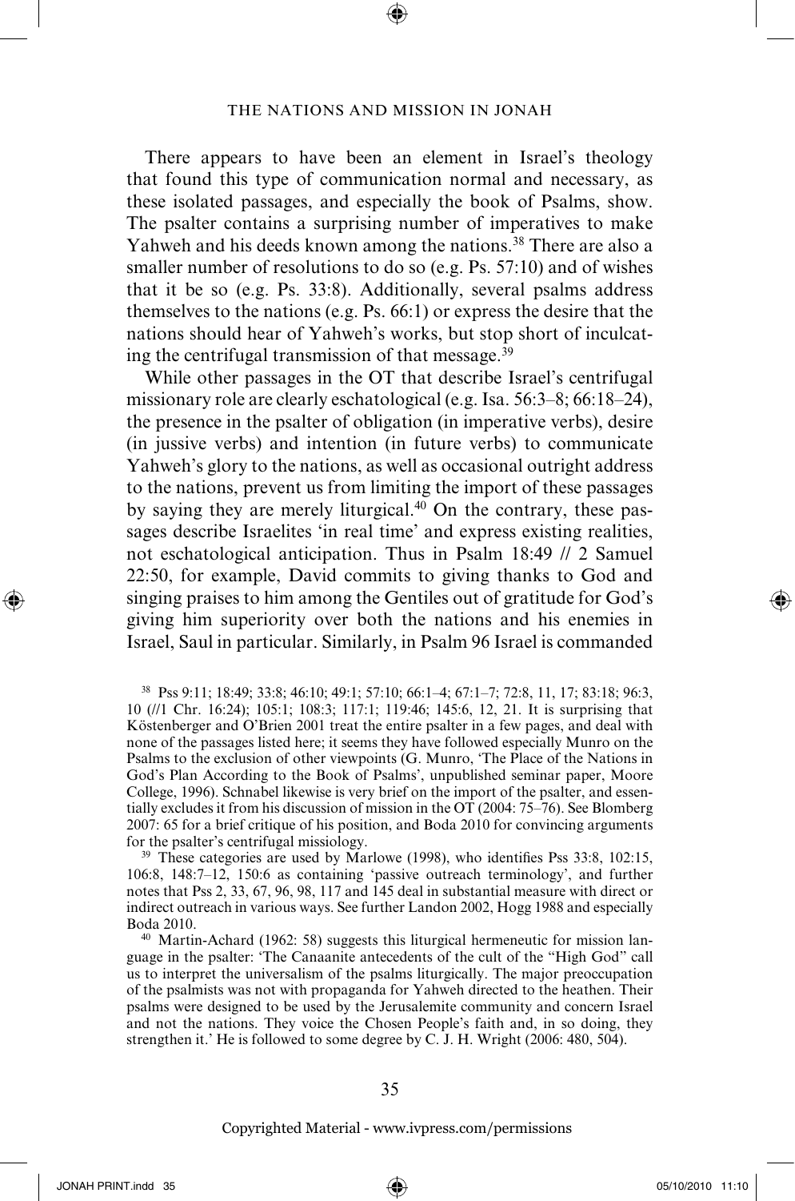There appears to have been an element in Israel's theology that found this type of communication normal and necessary, as these isolated passages, and especially the book of Psalms, show. The psalter contains a surprising number of imperatives to make Yahweh and his deeds known among the nations.[38] There are also a smaller number of resolutions to do so (e.g. Ps. 57:10) and of wishes that it be so (e.g. Ps. 33:8). Additionally, several psalms address themselves to the nations (e.g. Ps. 66:1) or express the desire that the nations should hear of Yahweh's works, but stop short of inculcating the centrifugal transmission of that message.[39]

While other passages in the OT that describe Israel's centrifugal missionary role are clearly eschatological (e.g. Isa. 56:3–8; 66:18–24), the presence in the psalter of obligation (in imperative verbs), desire (in jussive verbs) and intention (in future verbs) to communicate Yahweh's glory to the nations, as well as occasional outright address to the nations, prevent us from limiting the import of these passages by saying they are merely liturgical.[40] On the contrary, these passages describe Israelites 'in real time' and express existing realities, not eschatological anticipation. Thus in Psalm 18:49 // 2 Samuel 22:50, for example, David commits to giving thanks to God and singing praises to him among the Gentiles out of gratitude for God's giving him superiority over both the nations and his enemies in Israel, Saul in particular. Similarly, in Psalm 96 Israel is commanded

---

[38] Pss 9:11; 18:49; 33:8; 46:10; 49:1; 57:10; 66:1–4; 67:1–7; 72:8, 11, 17; 83:18; 96:3, 10 (//1 Chr. 16:24); 105:1; 108:3; 117:1; 119:46; 145:6, 12, 21. It is surprising that Köstenberger and O'Brien 2001 treat the entire psalter in a few pages, and deal with none of the passages listed here; it seems they have followed especially Munro on the Psalms to the exclusion of other viewpoints (G. Munro, 'The Place of the Nations in God's Plan According to the Book of Psalms', unpublished seminar paper, Moore College, 1996). Schnabel likewise is very brief on the import of the psalter, and essentially excludes it from his discussion of mission in the OT (2004: 75–76). See Blomberg 2007: 65 for a brief critique of his position, and Boda 2010 for convincing arguments for the psalter's centrifugal missiology.

[39] These categories are used by Marlowe (1998), who identifies Pss 33:8, 102:15, 106:8, 148:7–12, 150:6 as containing 'passive outreach terminology', and further notes that Pss 2, 33, 67, 96, 98, 117 and 145 deal in substantial measure with direct or indirect outreach in various ways. See further Landon 2002, Hogg 1988 and especially Boda 2010.

[40] Martin-Achard (1962: 58) suggests this liturgical hermeneutic for mission language in the psalter: 'The Canaanite antecedents of the cult of the "High God" call us to interpret the universalism of the psalms liturgically. The major preoccupation of the psalmists was not with propaganda for Yahweh directed to the heathen. Their psalms were designed to be used by the Jerusalemite community and concern Israel and not the nations. They voice the Chosen People's faith and, in so doing, they strengthen it.' He is followed to some degree by C. J. H. Wright (2006: 480, 504).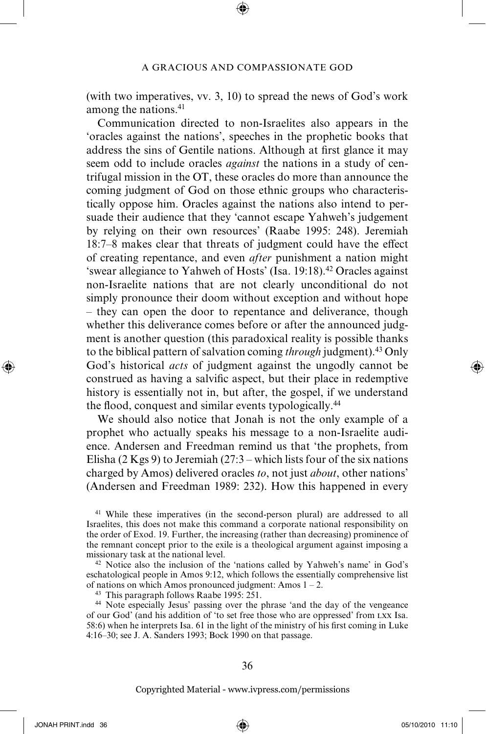(with two imperatives, vv. 3, 10) to spread the news of God's work among the nations.[41]

Communication directed to non-Israelites also appears in the 'oracles against the nations', speeches in the prophetic books that address the sins of Gentile nations. Although at first glance it may seem odd to include oracles *against* the nations in a study of centrifugal mission in the OT, these oracles do more than announce the coming judgment of God on those ethnic groups who characteristically oppose him. Oracles against the nations also intend to persuade their audience that they 'cannot escape Yahweh's judgement by relying on their own resources' (Raabe 1995: 248). Jeremiah 18:7–8 makes clear that threats of judgment could have the effect of creating repentance, and even *after* punishment a nation might 'swear allegiance to Yahweh of Hosts' (Isa. 19:18).[42] Oracles against non-Israelite nations that are not clearly unconditional do not simply pronounce their doom without exception and without hope – they can open the door to repentance and deliverance, though whether this deliverance comes before or after the announced judgment is another question (this paradoxical reality is possible thanks to the biblical pattern of salvation coming *through* judgment).[43] Only God's historical *acts* of judgment against the ungodly cannot be construed as having a salvific aspect, but their place in redemptive history is essentially not in, but after, the gospel, if we understand the flood, conquest and similar events typologically.[44]

We should also notice that Jonah is not the only example of a prophet who actually speaks his message to a non-Israelite audience. Andersen and Freedman remind us that 'the prophets, from Elisha (2 Kgs 9) to Jeremiah (27:3 – which lists four of the six nations charged by Amos) delivered oracles *to*, not just *about*, other nations' (Andersen and Freedman 1989: 232). How this happened in every

---

[41] While these imperatives (in the second-person plural) are addressed to all Israelites, this does not make this command a corporate national responsibility on the order of Exod. 19. Further, the increasing (rather than decreasing) prominence of the remnant concept prior to the exile is a theological argument against imposing a missionary task at the national level.

[42] Notice also the inclusion of the 'nations called by Yahweh's name' in God's eschatological people in Amos 9:12, which follows the essentially comprehensive list of nations on which Amos pronounced judgment: Amos 1 – 2.

[43] This paragraph follows Raabe 1995: 251.

[44] Note especially Jesus' passing over the phrase 'and the day of the vengeance of our God' (and his addition of 'to set free those who are oppressed' from LXX Isa. 58:6) when he interprets Isa. 61 in the light of the ministry of his first coming in Luke 4:16–30; see J. A. Sanders 1993; Bock 1990 on that passage.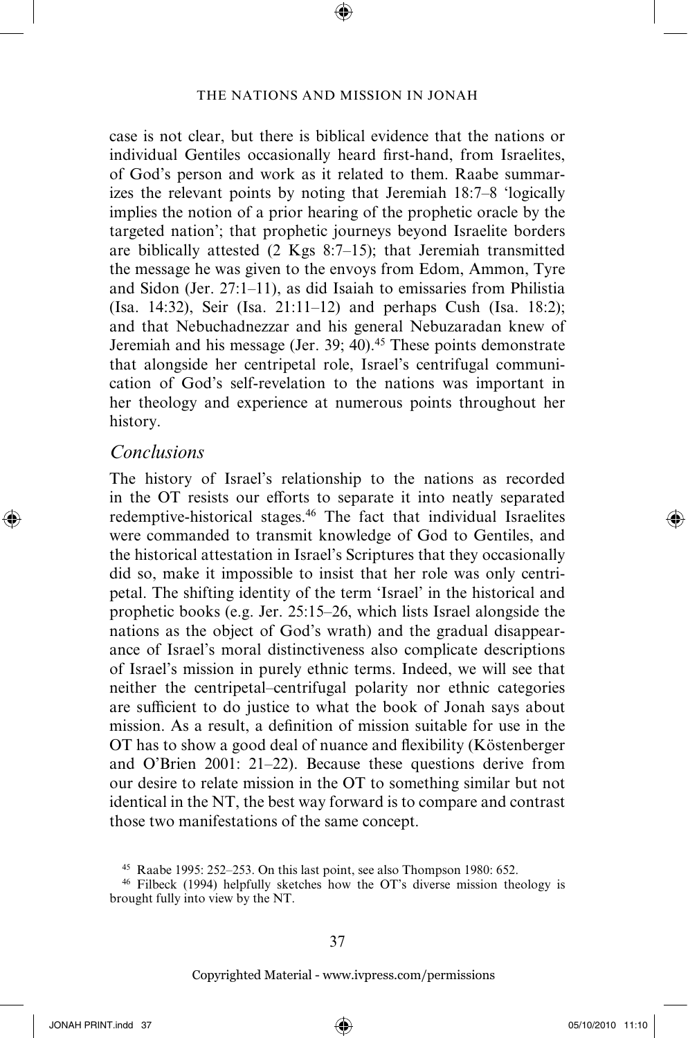case is not clear, but there is biblical evidence that the nations or individual Gentiles occasionally heard first-hand, from Israelites, of God's person and work as it related to them. Raabe summarizes the relevant points by noting that Jeremiah 18:7–8 'logically implies the notion of a prior hearing of the prophetic oracle by the targeted nation'; that prophetic journeys beyond Israelite borders are biblically attested (2 Kgs 8:7–15); that Jeremiah transmitted the message he was given to the envoys from Edom, Ammon, Tyre and Sidon (Jer. 27:1–11), as did Isaiah to emissaries from Philistia (Isa. 14:32), Seir (Isa. 21:11–12) and perhaps Cush (Isa. 18:2); and that Nebuchadnezzar and his general Nebuzaradan knew of Jeremiah and his message (Jer. 39; 40).[45] These points demonstrate that alongside her centripetal role, Israel's centrifugal communication of God's self-revelation to the nations was important in her theology and experience at numerous points throughout her history.

## *Conclusions*

The history of Israel's relationship to the nations as recorded in the OT resists our efforts to separate it into neatly separated redemptive-historical stages.[46] The fact that individual Israelites were commanded to transmit knowledge of God to Gentiles, and the historical attestation in Israel's Scriptures that they occasionally did so, make it impossible to insist that her role was only centripetal. The shifting identity of the term 'Israel' in the historical and prophetic books (e.g. Jer. 25:15–26, which lists Israel alongside the nations as the object of God's wrath) and the gradual disappearance of Israel's moral distinctiveness also complicate descriptions of Israel's mission in purely ethnic terms. Indeed, we will see that neither the centripetal–centrifugal polarity nor ethnic categories are sufficient to do justice to what the book of Jonah says about mission. As a result, a definition of mission suitable for use in the OT has to show a good deal of nuance and flexibility (Köstenberger and O'Brien 2001: 21–22). Because these questions derive from our desire to relate mission in the OT to something similar but not identical in the NT, the best way forward is to compare and contrast those two manifestations of the same concept.

[45] Raabe 1995: 252–253. On this last point, see also Thompson 1980: 652.

[46] Filbeck (1994) helpfully sketches how the OT's diverse mission theology is brought fully into view by the NT.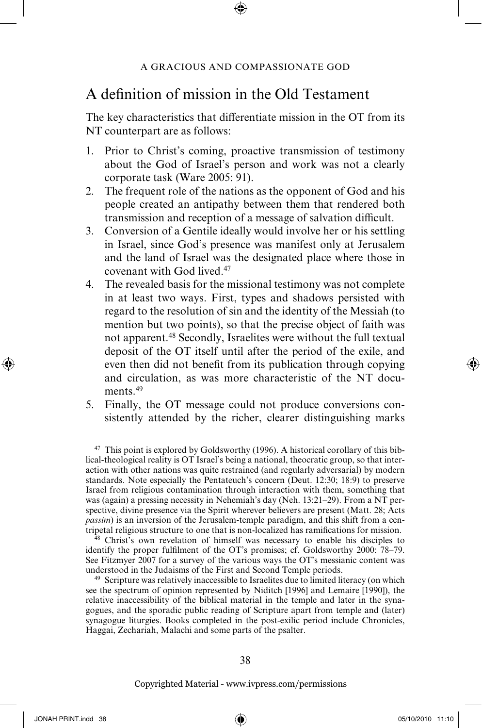## A definition of mission in the Old Testament

The key characteristics that differentiate mission in the OT from its NT counterpart are as follows:

1. Prior to Christ's coming, proactive transmission of testimony about the God of Israel's person and work was not a clearly corporate task (Ware 2005: 91).
2. The frequent role of the nations as the opponent of God and his people created an antipathy between them that rendered both transmission and reception of a message of salvation difficult.
3. Conversion of a Gentile ideally would involve her or his settling in Israel, since God's presence was manifest only at Jerusalem and the land of Israel was the designated place where those in covenant with God lived.[47]
4. The revealed basis for the missional testimony was not complete in at least two ways. First, types and shadows persisted with regard to the resolution of sin and the identity of the Messiah (to mention but two points), so that the precise object of faith was not apparent.[48] Secondly, Israelites were without the full textual deposit of the OT itself until after the period of the exile, and even then did not benefit from its publication through copying and circulation, as was more characteristic of the NT documents.[49]
5. Finally, the OT message could not produce conversions consistently attended by the richer, clearer distinguishing marks

[47] This point is explored by Goldsworthy (1996). A historical corollary of this biblical-theological reality is OT Israel's being a national, theocratic group, so that interaction with other nations was quite restrained (and regularly adversarial) by modern standards. Note especially the Pentateuch's concern (Deut. 12:30; 18:9) to preserve Israel from religious contamination through interaction with them, something that was (again) a pressing necessity in Nehemiah's day (Neh. 13:21–29). From a NT perspective, divine presence via the Spirit wherever believers are present (Matt. 28; Acts *passim*) is an inversion of the Jerusalem-temple paradigm, and this shift from a centripetal religious structure to one that is non-localized has ramifications for mission.

[48] Christ's own revelation of himself was necessary to enable his disciples to identify the proper fulfilment of the OT's promises; cf. Goldsworthy 2000: 78–79. See Fitzmyer 2007 for a survey of the various ways the OT's messianic content was understood in the Judaisms of the First and Second Temple periods.

[49] Scripture was relatively inaccessible to Israelites due to limited literacy (on which see the spectrum of opinion represented by Niditch [1996] and Lemaire [1990]), the relative inaccessibility of the biblical material in the temple and later in the synagogues, and the sporadic public reading of Scripture apart from temple and (later) synagogue liturgies. Books completed in the post-exilic period include Chronicles, Haggai, Zechariah, Malachi and some parts of the psalter.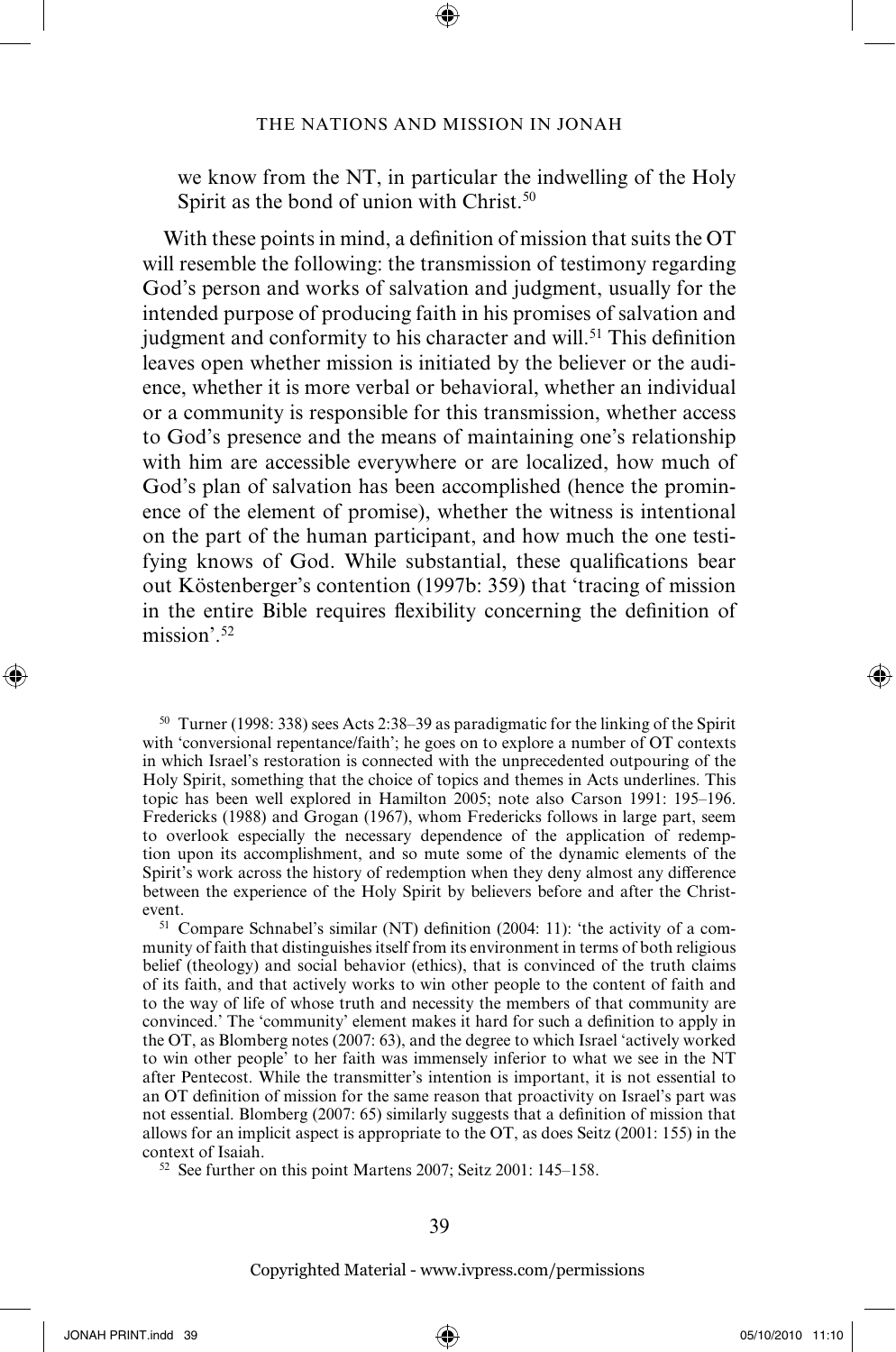we know from the NT, in particular the indwelling of the Holy Spirit as the bond of union with Christ.[50]

With these points in mind, a definition of mission that suits the OT will resemble the following: the transmission of testimony regarding God's person and works of salvation and judgment, usually for the intended purpose of producing faith in his promises of salvation and judgment and conformity to his character and will.[51] This definition leaves open whether mission is initiated by the believer or the audience, whether it is more verbal or behavioral, whether an individual or a community is responsible for this transmission, whether access to God's presence and the means of maintaining one's relationship with him are accessible everywhere or are localized, how much of God's plan of salvation has been accomplished (hence the prominence of the element of promise), whether the witness is intentional on the part of the human participant, and how much the one testifying knows of God. While substantial, these qualifications bear out Köstenberger's contention (1997b: 359) that 'tracing of mission in the entire Bible requires flexibility concerning the definition of mission'.[52]

[50] Turner (1998: 338) sees Acts 2:38–39 as paradigmatic for the linking of the Spirit with 'conversional repentance/faith'; he goes on to explore a number of OT contexts in which Israel's restoration is connected with the unprecedented outpouring of the Holy Spirit, something that the choice of topics and themes in Acts underlines. This topic has been well explored in Hamilton 2005; note also Carson 1991: 195–196. Fredericks (1988) and Grogan (1967), whom Fredericks follows in large part, seem to overlook especially the necessary dependence of the application of redemption upon its accomplishment, and so mute some of the dynamic elements of the Spirit's work across the history of redemption when they deny almost any difference between the experience of the Holy Spirit by believers before and after the Christ-event.

[51] Compare Schnabel's similar (NT) definition (2004: 11): 'the activity of a community of faith that distinguishes itself from its environment in terms of both religious belief (theology) and social behavior (ethics), that is convinced of the truth claims of its faith, and that actively works to win other people to the content of faith and to the way of life of whose truth and necessity the members of that community are convinced.' The 'community' element makes it hard for such a definition to apply in the OT, as Blomberg notes (2007: 63), and the degree to which Israel 'actively worked to win other people' to her faith was immensely inferior to what we see in the NT after Pentecost. While the transmitter's intention is important, it is not essential to an OT definition of mission for the same reason that proactivity on Israel's part was not essential. Blomberg (2007: 65) similarly suggests that a definition of mission that allows for an implicit aspect is appropriate to the OT, as does Seitz (2001: 155) in the context of Isaiah.

[52] See further on this point Martens 2007; Seitz 2001: 145–158.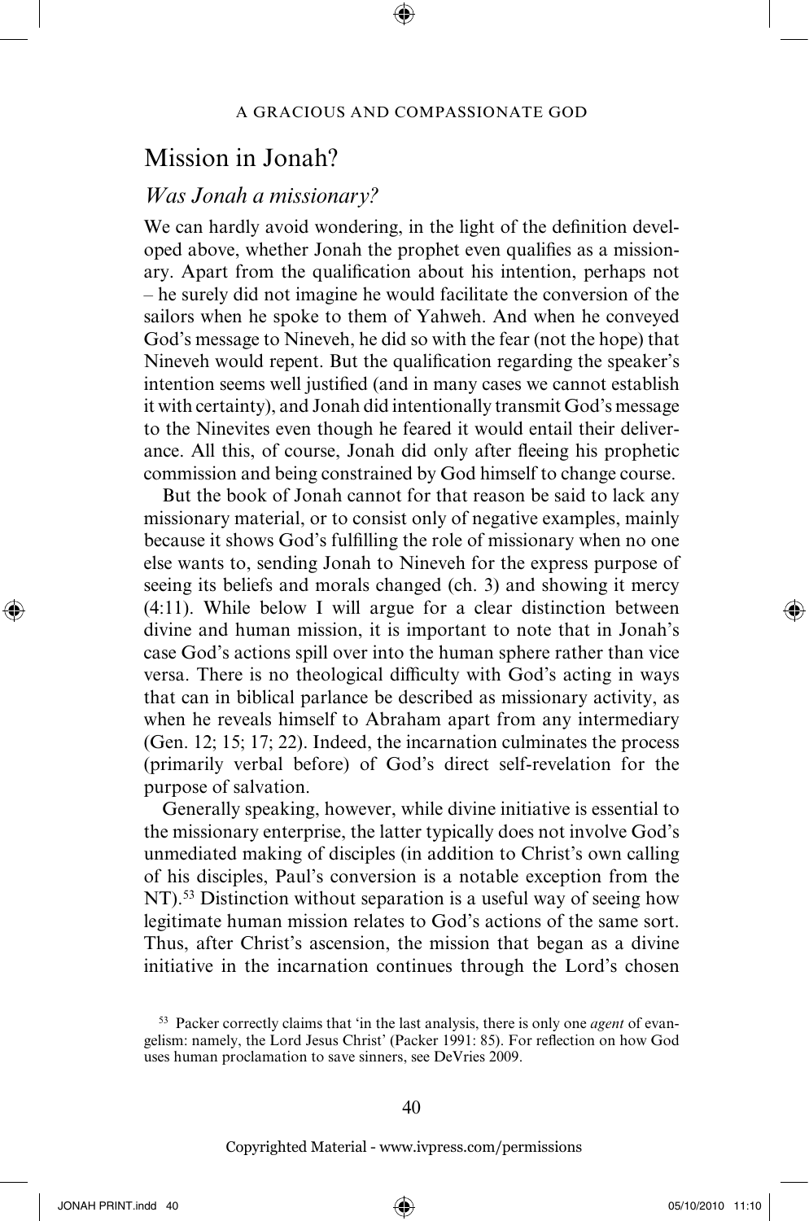## Mission in Jonah?

### *Was Jonah a missionary?*

We can hardly avoid wondering, in the light of the definition developed above, whether Jonah the prophet even qualifies as a missionary. Apart from the qualification about his intention, perhaps not – he surely did not imagine he would facilitate the conversion of the sailors when he spoke to them of Yahweh. And when he conveyed God's message to Nineveh, he did so with the fear (not the hope) that Nineveh would repent. But the qualification regarding the speaker's intention seems well justified (and in many cases we cannot establish it with certainty), and Jonah did intentionally transmit God's message to the Ninevites even though he feared it would entail their deliverance. All this, of course, Jonah did only after fleeing his prophetic commission and being constrained by God himself to change course.

But the book of Jonah cannot for that reason be said to lack any missionary material, or to consist only of negative examples, mainly because it shows God's fulfilling the role of missionary when no one else wants to, sending Jonah to Nineveh for the express purpose of seeing its beliefs and morals changed (ch. 3) and showing it mercy (4:11). While below I will argue for a clear distinction between divine and human mission, it is important to note that in Jonah's case God's actions spill over into the human sphere rather than vice versa. There is no theological difficulty with God's acting in ways that can in biblical parlance be described as missionary activity, as when he reveals himself to Abraham apart from any intermediary (Gen. 12; 15; 17; 22). Indeed, the incarnation culminates the process (primarily verbal before) of God's direct self-revelation for the purpose of salvation.

Generally speaking, however, while divine initiative is essential to the missionary enterprise, the latter typically does not involve God's unmediated making of disciples (in addition to Christ's own calling of his disciples, Paul's conversion is a notable exception from the NT).[53] Distinction without separation is a useful way of seeing how legitimate human mission relates to God's actions of the same sort. Thus, after Christ's ascension, the mission that began as a divine initiative in the incarnation continues through the Lord's chosen

[53] Packer correctly claims that 'in the last analysis, there is only one *agent* of evangelism: namely, the Lord Jesus Christ' (Packer 1991: 85). For reflection on how God uses human proclamation to save sinners, see DeVries 2009.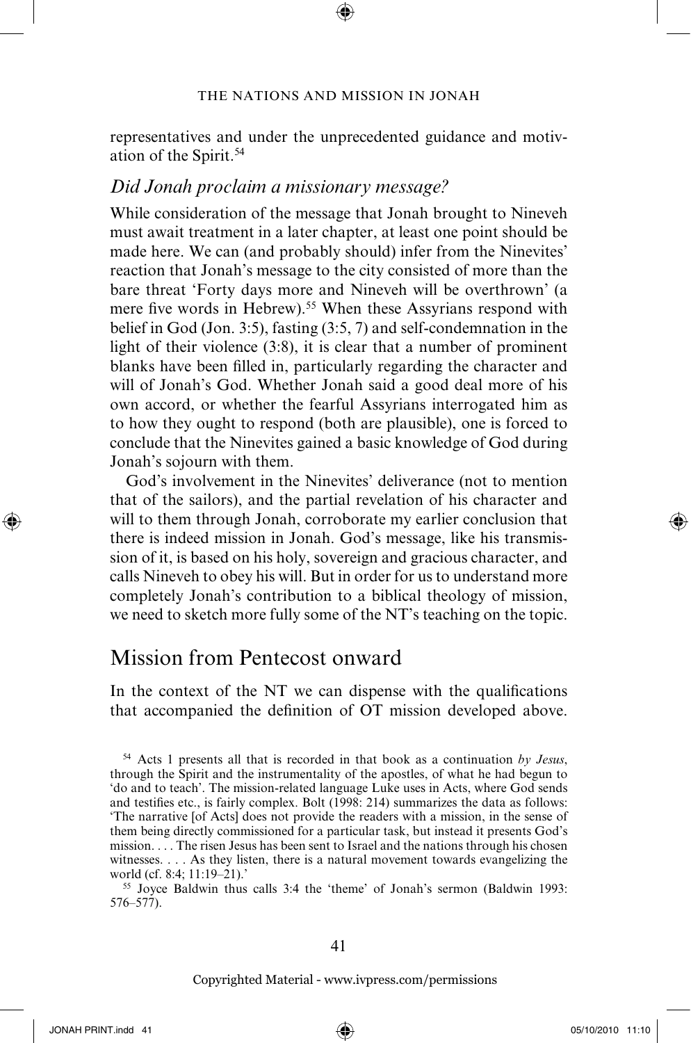representatives and under the unprecedented guidance and motivation of the Spirit.[54]

### *Did Jonah proclaim a missionary message?*

While consideration of the message that Jonah brought to Nineveh must await treatment in a later chapter, at least one point should be made here. We can (and probably should) infer from the Ninevites' reaction that Jonah's message to the city consisted of more than the bare threat 'Forty days more and Nineveh will be overthrown' (a mere five words in Hebrew).[55] When these Assyrians respond with belief in God (Jon. 3:5), fasting (3:5, 7) and self-condemnation in the light of their violence (3:8), it is clear that a number of prominent blanks have been filled in, particularly regarding the character and will of Jonah's God. Whether Jonah said a good deal more of his own accord, or whether the fearful Assyrians interrogated him as to how they ought to respond (both are plausible), one is forced to conclude that the Ninevites gained a basic knowledge of God during Jonah's sojourn with them.

God's involvement in the Ninevites' deliverance (not to mention that of the sailors), and the partial revelation of his character and will to them through Jonah, corroborate my earlier conclusion that there is indeed mission in Jonah. God's message, like his transmission of it, is based on his holy, sovereign and gracious character, and calls Nineveh to obey his will. But in order for us to understand more completely Jonah's contribution to a biblical theology of mission, we need to sketch more fully some of the NT's teaching on the topic.

## Mission from Pentecost onward

In the context of the NT we can dispense with the qualifications that accompanied the definition of OT mission developed above.

[54] Acts 1 presents all that is recorded in that book as a continuation *by Jesus*, through the Spirit and the instrumentality of the apostles, of what he had begun to 'do and to teach'. The mission-related language Luke uses in Acts, where God sends and testifies etc., is fairly complex. Bolt (1998: 214) summarizes the data as follows: 'The narrative [of Acts] does not provide the readers with a mission, in the sense of them being directly commissioned for a particular task, but instead it presents God's mission. . . . The risen Jesus has been sent to Israel and the nations through his chosen witnesses. . . . As they listen, there is a natural movement towards evangelizing the world (cf. 8:4; 11:19–21).'

[55] Joyce Baldwin thus calls 3:4 the 'theme' of Jonah's sermon (Baldwin 1993: 576–577).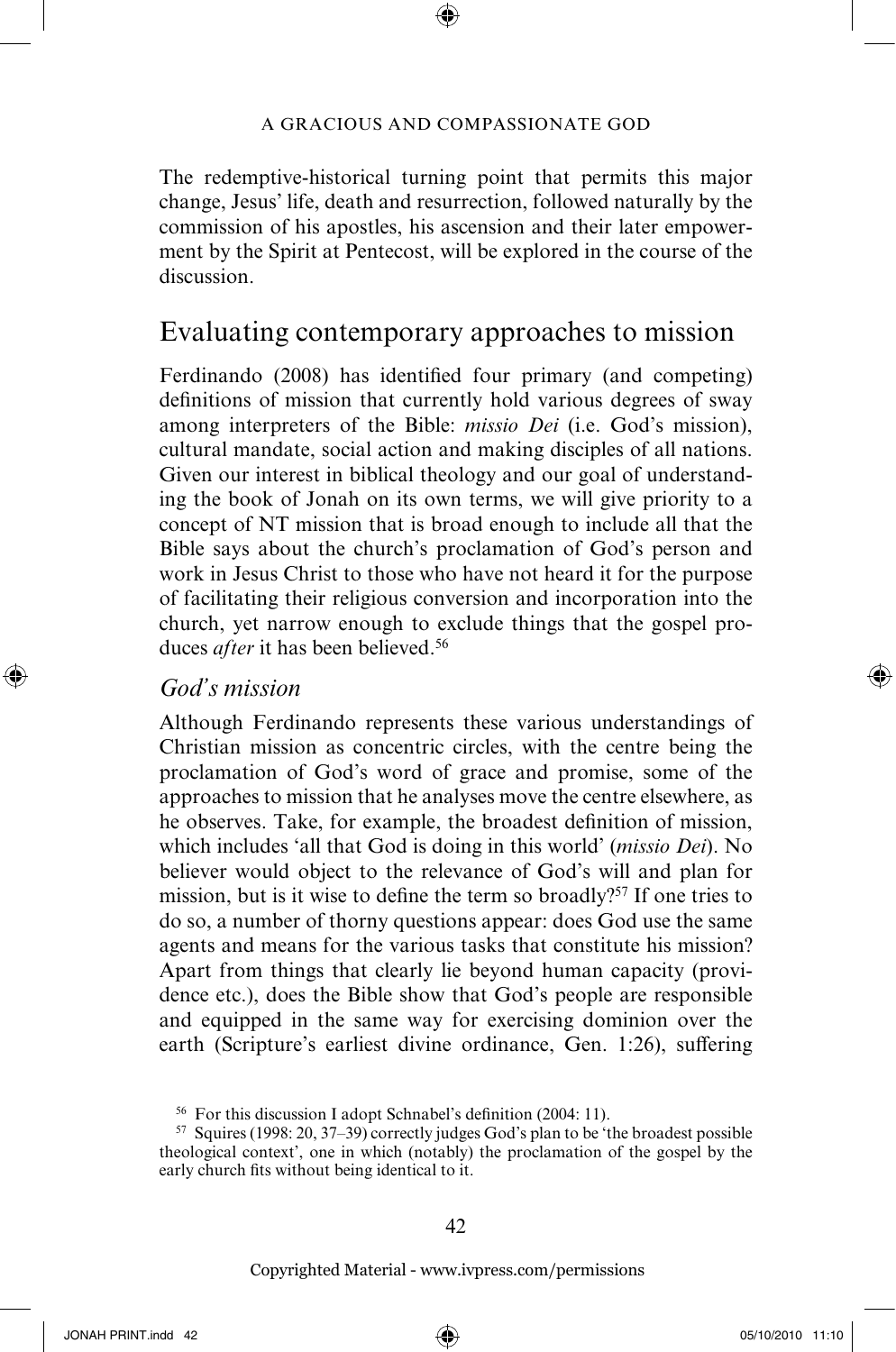The redemptive-historical turning point that permits this major change, Jesus' life, death and resurrection, followed naturally by the commission of his apostles, his ascension and their later empowerment by the Spirit at Pentecost, will be explored in the course of the discussion.

## Evaluating contemporary approaches to mission

Ferdinando (2008) has identified four primary (and competing) definitions of mission that currently hold various degrees of sway among interpreters of the Bible: *missio Dei* (i.e. God's mission), cultural mandate, social action and making disciples of all nations. Given our interest in biblical theology and our goal of understanding the book of Jonah on its own terms, we will give priority to a concept of NT mission that is broad enough to include all that the Bible says about the church's proclamation of God's person and work in Jesus Christ to those who have not heard it for the purpose of facilitating their religious conversion and incorporation into the church, yet narrow enough to exclude things that the gospel produces *after* it has been believed.[56]

### *God's mission*

Although Ferdinando represents these various understandings of Christian mission as concentric circles, with the centre being the proclamation of God's word of grace and promise, some of the approaches to mission that he analyses move the centre elsewhere, as he observes. Take, for example, the broadest definition of mission, which includes 'all that God is doing in this world' (*missio Dei*). No believer would object to the relevance of God's will and plan for mission, but is it wise to define the term so broadly?[57] If one tries to do so, a number of thorny questions appear: does God use the same agents and means for the various tasks that constitute his mission? Apart from things that clearly lie beyond human capacity (providence etc.), does the Bible show that God's people are responsible and equipped in the same way for exercising dominion over the earth (Scripture's earliest divine ordinance, Gen. 1:26), suffering

[56] For this discussion I adopt Schnabel's definition (2004: 11).

[57] Squires (1998: 20, 37–39) correctly judges God's plan to be 'the broadest possible theological context', one in which (notably) the proclamation of the gospel by the early church fits without being identical to it.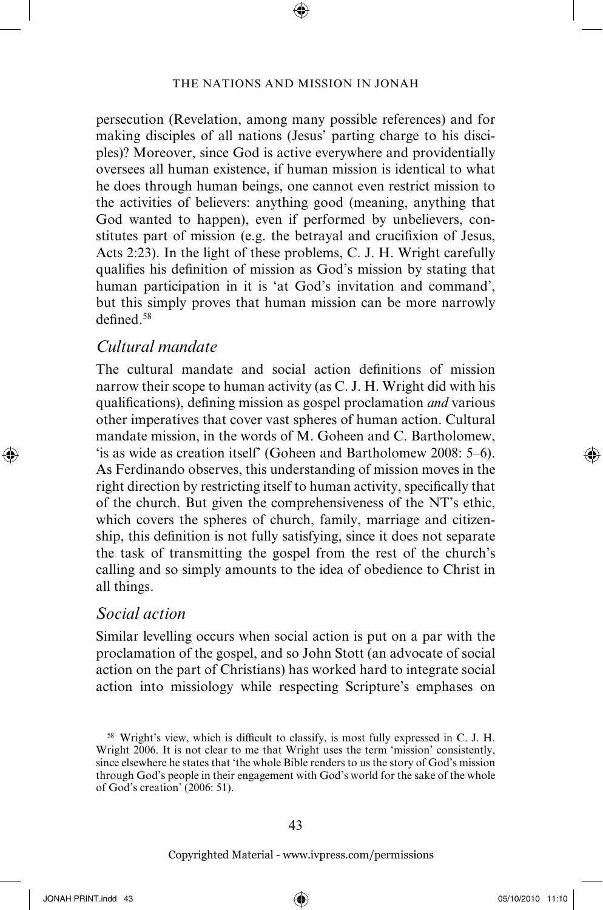persecution (Revelation, among many possible references) and for making disciples of all nations (Jesus' parting charge to his disciples)? Moreover, since God is active everywhere and providentially oversees all human existence, if human mission is identical to what he does through human beings, one cannot even restrict mission to the activities of believers: anything good (meaning, anything that God wanted to happen), even if performed by unbelievers, constitutes part of mission (e.g. the betrayal and crucifixion of Jesus, Acts 2:23). In the light of these problems, C. J. H. Wright carefully qualifies his definition of mission as God's mission by stating that human participation in it is 'at God's invitation and command', but this simply proves that human mission can be more narrowly defined.[58]

## *Cultural mandate*

The cultural mandate and social action definitions of mission narrow their scope to human activity (as C. J. H. Wright did with his qualifications), defining mission as gospel proclamation *and* various other imperatives that cover vast spheres of human action. Cultural mandate mission, in the words of M. Goheen and C. Bartholomew, 'is as wide as creation itself' (Goheen and Bartholomew 2008: 5–6). As Ferdinando observes, this understanding of mission moves in the right direction by restricting itself to human activity, specifically that of the church. But given the comprehensiveness of the NT's ethic, which covers the spheres of church, family, marriage and citizenship, this definition is not fully satisfying, since it does not separate the task of transmitting the gospel from the rest of the church's calling and so simply amounts to the idea of obedience to Christ in all things.

## *Social action*

Similar levelling occurs when social action is put on a par with the proclamation of the gospel, and so John Stott (an advocate of social action on the part of Christians) has worked hard to integrate social action into missiology while respecting Scripture's emphases on

[58] Wright's view, which is difficult to classify, is most fully expressed in C. J. H. Wright 2006. It is not clear to me that Wright uses the term 'mission' consistently, since elsewhere he states that 'the whole Bible renders to us the story of God's mission through God's people in their engagement with God's world for the sake of the whole of God's creation' (2006: 51).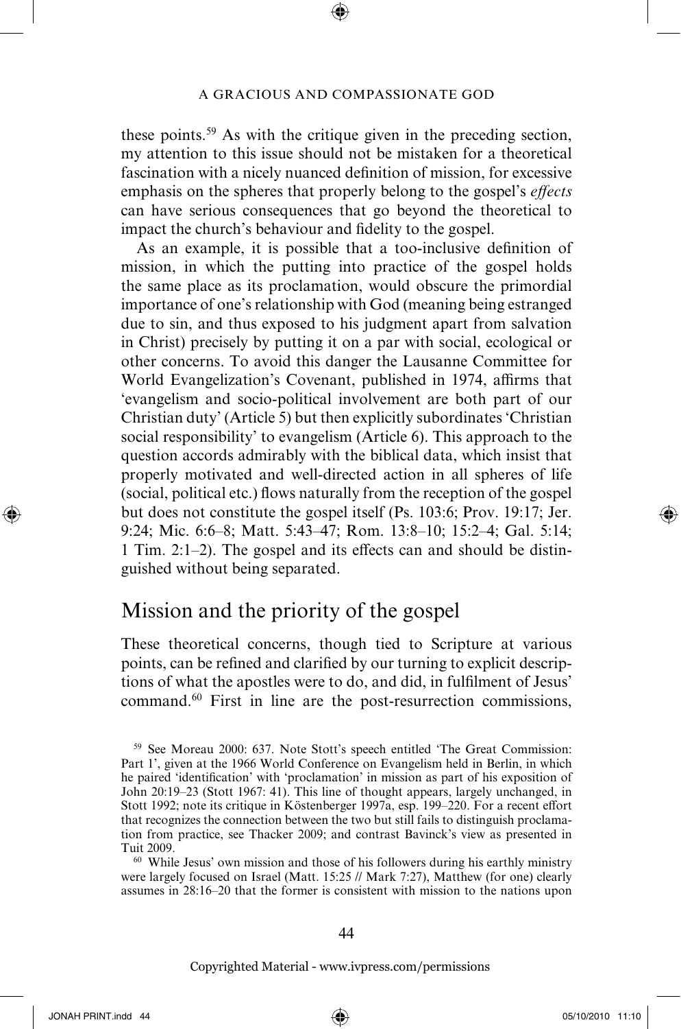these points.[59] As with the critique given in the preceding section, my attention to this issue should not be mistaken for a theoretical fascination with a nicely nuanced definition of mission, for excessive emphasis on the spheres that properly belong to the gospel's *effects* can have serious consequences that go beyond the theoretical to impact the church's behaviour and fidelity to the gospel.

As an example, it is possible that a too-inclusive definition of mission, in which the putting into practice of the gospel holds the same place as its proclamation, would obscure the primordial importance of one's relationship with God (meaning being estranged due to sin, and thus exposed to his judgment apart from salvation in Christ) precisely by putting it on a par with social, ecological or other concerns. To avoid this danger the Lausanne Committee for World Evangelization's Covenant, published in 1974, affirms that 'evangelism and socio-political involvement are both part of our Christian duty' (Article 5) but then explicitly subordinates 'Christian social responsibility' to evangelism (Article 6). This approach to the question accords admirably with the biblical data, which insist that properly motivated and well-directed action in all spheres of life (social, political etc.) flows naturally from the reception of the gospel but does not constitute the gospel itself (Ps. 103:6; Prov. 19:17; Jer. 9:24; Mic. 6:6–8; Matt. 5:43–47; Rom. 13:8–10; 15:2–4; Gal. 5:14; 1 Tim. 2:1–2). The gospel and its effects can and should be distinguished without being separated.

## Mission and the priority of the gospel

These theoretical concerns, though tied to Scripture at various points, can be refined and clarified by our turning to explicit descriptions of what the apostles were to do, and did, in fulfilment of Jesus' command.[60] First in line are the post-resurrection commissions,

[59] See Moreau 2000: 637. Note Stott's speech entitled 'The Great Commission: Part 1', given at the 1966 World Conference on Evangelism held in Berlin, in which he paired 'identification' with 'proclamation' in mission as part of his exposition of John 20:19–23 (Stott 1967: 41). This line of thought appears, largely unchanged, in Stott 1992; note its critique in Köstenberger 1997a, esp. 199–220. For a recent effort that recognizes the connection between the two but still fails to distinguish proclamation from practice, see Thacker 2009; and contrast Bavinck's view as presented in Tuit 2009.

[60] While Jesus' own mission and those of his followers during his earthly ministry were largely focused on Israel (Matt. 15:25 // Mark 7:27), Matthew (for one) clearly assumes in 28:16–20 that the former is consistent with mission to the nations upon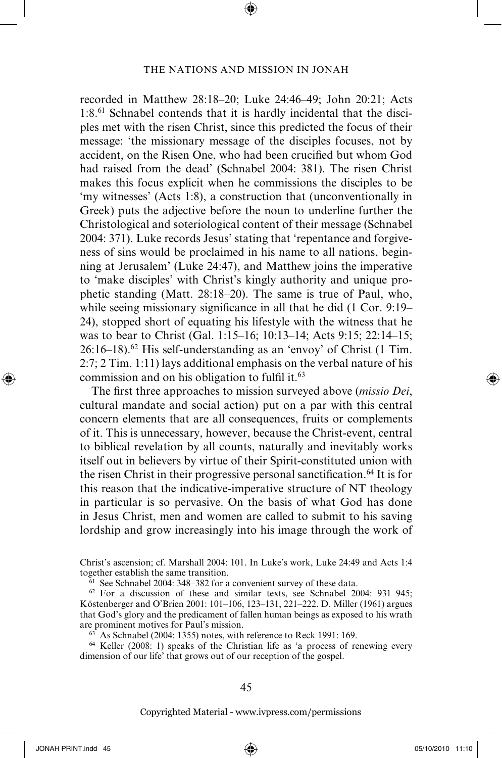recorded in Matthew 28:18–20; Luke 24:46–49; John 20:21; Acts 1:8.[61] Schnabel contends that it is hardly incidental that the disciples met with the risen Christ, since this predicted the focus of their message: 'the missionary message of the disciples focuses, not by accident, on the Risen One, who had been crucified but whom God had raised from the dead' (Schnabel 2004: 381). The risen Christ makes this focus explicit when he commissions the disciples to be 'my witnesses' (Acts 1:8), a construction that (unconventionally in Greek) puts the adjective before the noun to underline further the Christological and soteriological content of their message (Schnabel 2004: 371). Luke records Jesus' stating that 'repentance and forgiveness of sins would be proclaimed in his name to all nations, beginning at Jerusalem' (Luke 24:47), and Matthew joins the imperative to 'make disciples' with Christ's kingly authority and unique prophetic standing (Matt. 28:18–20). The same is true of Paul, who, while seeing missionary significance in all that he did (1 Cor. 9:19–24), stopped short of equating his lifestyle with the witness that he was to bear to Christ (Gal. 1:15–16; 10:13–14; Acts 9:15; 22:14–15; 26:16–18).[62] His self-understanding as an 'envoy' of Christ (1 Tim. 2:7; 2 Tim. 1:11) lays additional emphasis on the verbal nature of his commission and on his obligation to fulfil it.[63]

The first three approaches to mission surveyed above (*missio Dei*, cultural mandate and social action) put on a par with this central concern elements that are all consequences, fruits or complements of it. This is unnecessary, however, because the Christ-event, central to biblical revelation by all counts, naturally and inevitably works itself out in believers by virtue of their Spirit-constituted union with the risen Christ in their progressive personal sanctification.[64] It is for this reason that the indicative-imperative structure of NT theology in particular is so pervasive. On the basis of what God has done in Jesus Christ, men and women are called to submit to his saving lordship and grow increasingly into his image through the work of

Christ's ascension; cf. Marshall 2004: 101. In Luke's work, Luke 24:49 and Acts 1:4 together establish the same transition.

[61] See Schnabel 2004: 348–382 for a convenient survey of these data.

[62] For a discussion of these and similar texts, see Schnabel 2004: 931–945; Köstenberger and O'Brien 2001: 101–106, 123–131, 221–222. D. Miller (1961) argues that God's glory and the predicament of fallen human beings as exposed to his wrath are prominent motives for Paul's mission.

[63] As Schnabel (2004: 1355) notes, with reference to Reck 1991: 169.

[64] Keller (2008: 1) speaks of the Christian life as 'a process of renewing every dimension of our life' that grows out of our reception of the gospel.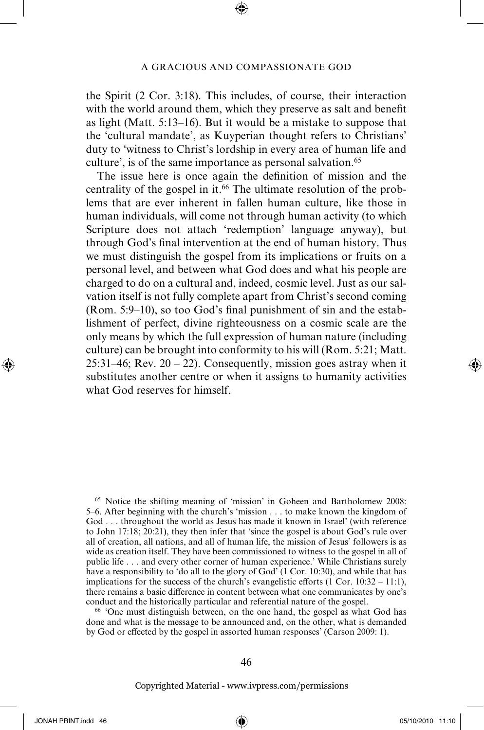the Spirit (2 Cor. 3:18). This includes, of course, their interaction with the world around them, which they preserve as salt and benefit as light (Matt. 5:13–16). But it would be a mistake to suppose that the 'cultural mandate', as Kuyperian thought refers to Christians' duty to 'witness to Christ's lordship in every area of human life and culture', is of the same importance as personal salvation.[65]

The issue here is once again the definition of mission and the centrality of the gospel in it.[66] The ultimate resolution of the problems that are ever inherent in fallen human culture, like those in human individuals, will come not through human activity (to which Scripture does not attach 'redemption' language anyway), but through God's final intervention at the end of human history. Thus we must distinguish the gospel from its implications or fruits on a personal level, and between what God does and what his people are charged to do on a cultural and, indeed, cosmic level. Just as our salvation itself is not fully complete apart from Christ's second coming (Rom. 5:9–10), so too God's final punishment of sin and the establishment of perfect, divine righteousness on a cosmic scale are the only means by which the full expression of human nature (including culture) can be brought into conformity to his will (Rom. 5:21; Matt. 25:31–46; Rev. 20 – 22). Consequently, mission goes astray when it substitutes another centre or when it assigns to humanity activities what God reserves for himself.

[65] Notice the shifting meaning of 'mission' in Goheen and Bartholomew 2008: 5–6. After beginning with the church's 'mission . . . to make known the kingdom of God . . . throughout the world as Jesus has made it known in Israel' (with reference to John 17:18; 20:21), they then infer that 'since the gospel is about God's rule over all of creation, all nations, and all of human life, the mission of Jesus' followers is as wide as creation itself. They have been commissioned to witness to the gospel in all of public life . . . and every other corner of human experience.' While Christians surely have a responsibility to 'do all to the glory of God' (1 Cor. 10:30), and while that has implications for the success of the church's evangelistic efforts (1 Cor. 10:32 – 11:1), there remains a basic difference in content between what one communicates by one's conduct and the historically particular and referential nature of the gospel.

[66] 'One must distinguish between, on the one hand, the gospel as what God has done and what is the message to be announced and, on the other, what is demanded by God or effected by the gospel in assorted human responses' (Carson 2009: 1).